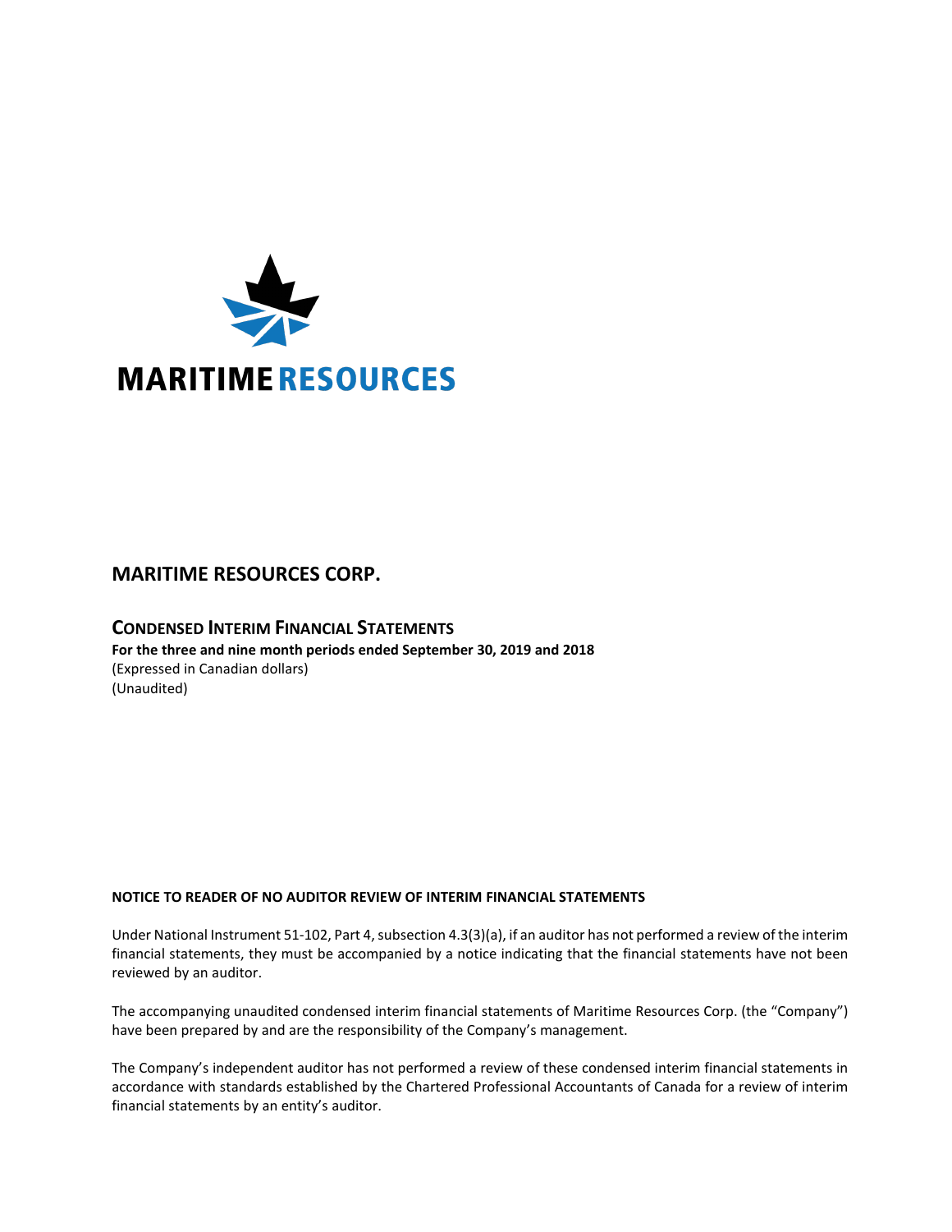MARITIME RESOURCES

# MARITIME RESOURCES CORP.

## CONDENSED INTERIM FINANCIAL STATEMENTS

**For the three and nine month periods ended September 30, 2019 and 2018**
(Expressed in Canadian dollars)
(Unaudited)

**NOTICE TO READER OF NO AUDITOR REVIEW OF INTERIM FINANCIAL STATEMENTS**

Under National Instrument 51-102, Part 4, subsection 4.3(3)(a), if an auditor has not performed a review of the interim financial statements, they must be accompanied by a notice indicating that the financial statements have not been reviewed by an auditor.

The accompanying unaudited condensed interim financial statements of Maritime Resources Corp. (the "Company") have been prepared by and are the responsibility of the Company's management.

The Company's independent auditor has not performed a review of these condensed interim financial statements in accordance with standards established by the Chartered Professional Accountants of Canada for a review of interim financial statements by an entity's auditor.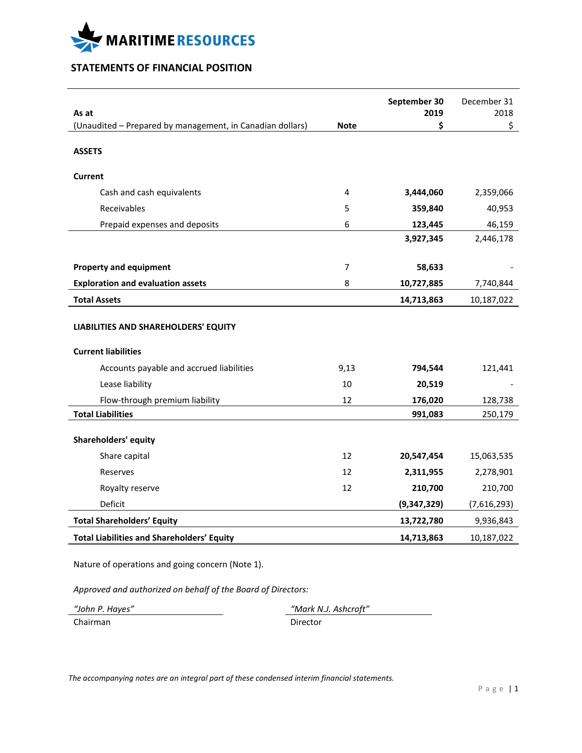MARITIME RESOURCES

## STATEMENTS OF FINANCIAL POSITION

| As at<br>(Unaudited – Prepared by management, in Canadian dollars) | Note | September 30 2019 $ | December 31 2018 $ |
|---|---|---|---|
| **ASSETS** | | | |
| **Current** | | | |
| Cash and cash equivalents | 4 | **3,444,060** | 2,359,066 |
| Receivables | 5 | **359,840** | 40,953 |
| Prepaid expenses and deposits | 6 | **123,445** | 46,159 |
| | | **3,927,345** | 2,446,178 |
| **Property and equipment** | 7 | **58,633** | - |
| **Exploration and evaluation assets** | 8 | **10,727,885** | 7,740,844 |
| **Total Assets** | | **14,713,863** | 10,187,022 |
| **LIABILITIES AND SHAREHOLDERS' EQUITY** | | | |
| **Current liabilities** | | | |
| Accounts payable and accrued liabilities | 9,13 | **794,544** | 121,441 |
| Lease liability | 10 | **20,519** | - |
| Flow-through premium liability | 12 | **176,020** | 128,738 |
| **Total Liabilities** | | **991,083** | 250,179 |
| **Shareholders' equity** | | | |
| Share capital | 12 | **20,547,454** | 15,063,535 |
| Reserves | 12 | **2,311,955** | 2,278,901 |
| Royalty reserve | 12 | **210,700** | 210,700 |
| Deficit | | **(9,347,329)** | (7,616,293) |
| **Total Shareholders' Equity** | | **13,722,780** | 9,936,843 |
| **Total Liabilities and Shareholders' Equity** | | **14,713,863** | 10,187,022 |

Nature of operations and going concern (Note 1).

*Approved and authorized on behalf of the Board of Directors:*

| *"John P. Hayes"* | *"Mark N.J. Ashcroft"* |
|---|---|
| Chairman | Director |

*The accompanying notes are an integral part of these condensed interim financial statements.*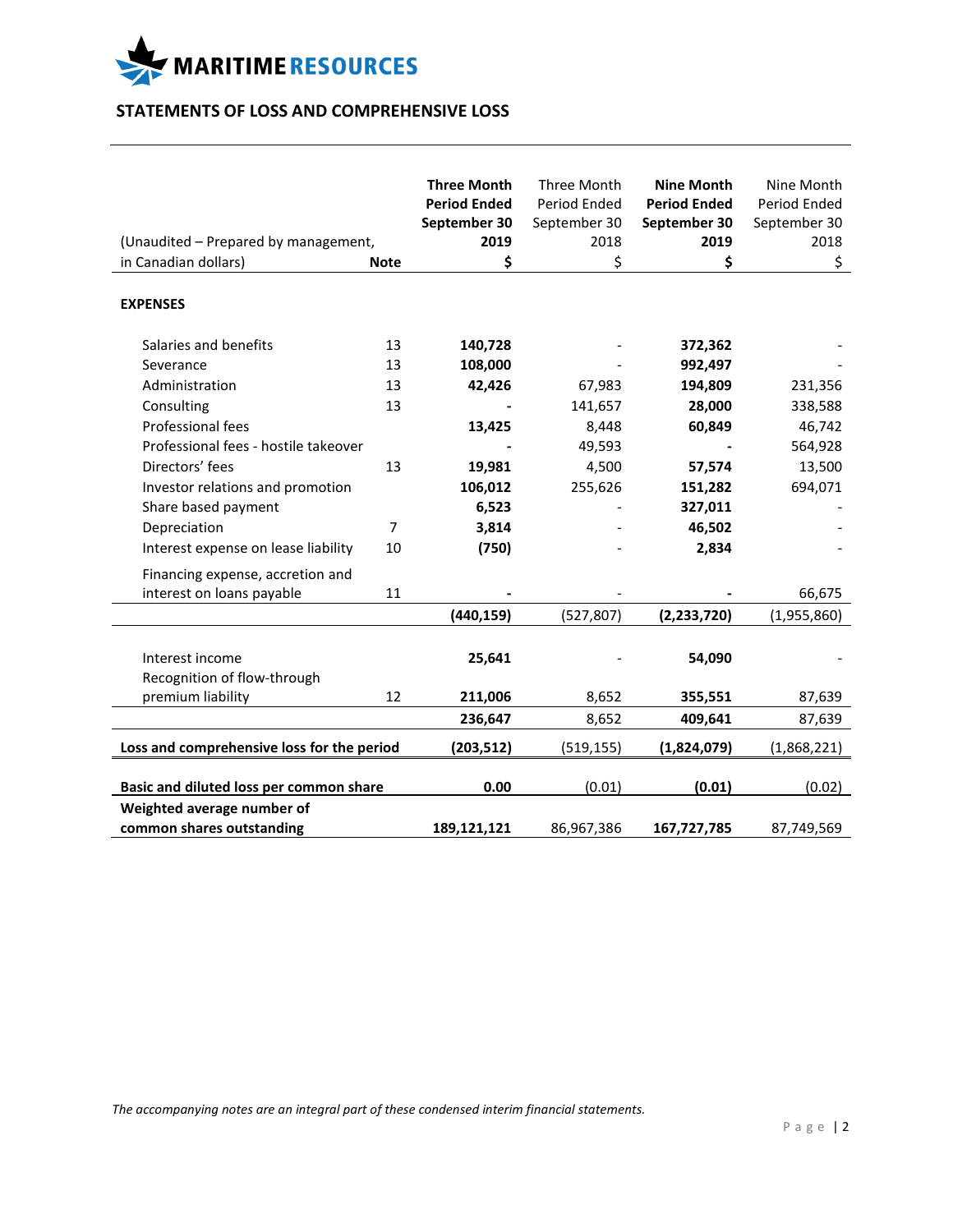MARITIME RESOURCES

## STATEMENTS OF LOSS AND COMPREHENSIVE LOSS

| (Unaudited – Prepared by management, in Canadian dollars) | Note | **Three Month Period Ended September 30 2019 $** | Three Month Period Ended September 30 2018 $ | **Nine Month Period Ended September 30 2019 $** | Nine Month Period Ended September 30 2018 $ |
|---|---|---|---|---|---|
| **EXPENSES** | | | | | |
| Salaries and benefits | 13 | **140,728** | - | **372,362** | - |
| Severance | 13 | **108,000** | - | **992,497** | - |
| Administration | 13 | **42,426** | 67,983 | **194,809** | 231,356 |
| Consulting | 13 | **-** | 141,657 | **28,000** | 338,588 |
| Professional fees | | **13,425** | 8,448 | **60,849** | 46,742 |
| Professional fees - hostile takeover | | **-** | 49,593 | **-** | 564,928 |
| Directors' fees | 13 | **19,981** | 4,500 | **57,574** | 13,500 |
| Investor relations and promotion | | **106,012** | 255,626 | **151,282** | 694,071 |
| Share based payment | | **6,523** | - | **327,011** | - |
| Depreciation | 7 | **3,814** | - | **46,502** | - |
| Interest expense on lease liability | 10 | **(750)** | - | **2,834** | - |
| Financing expense, accretion and interest on loans payable | 11 | **-** | - | **-** | 66,675 |
| | | **(440,159)** | (527,807) | **(2,233,720)** | (1,955,860) |
| Interest income | | **25,641** | - | **54,090** | - |
| Recognition of flow-through premium liability | 12 | **211,006** | 8,652 | **355,551** | 87,639 |
| | | **236,647** | 8,652 | **409,641** | 87,639 |
| **Loss and comprehensive loss for the period** | | **(203,512)** | (519,155) | **(1,824,079)** | (1,868,221) |
| **Basic and diluted loss per common share** | | **0.00** | (0.01) | **(0.01)** | (0.02) |
| **Weighted average number of common shares outstanding** | | **189,121,121** | 86,967,386 | **167,727,785** | 87,749,569 |

*The accompanying notes are an integral part of these condensed interim financial statements.*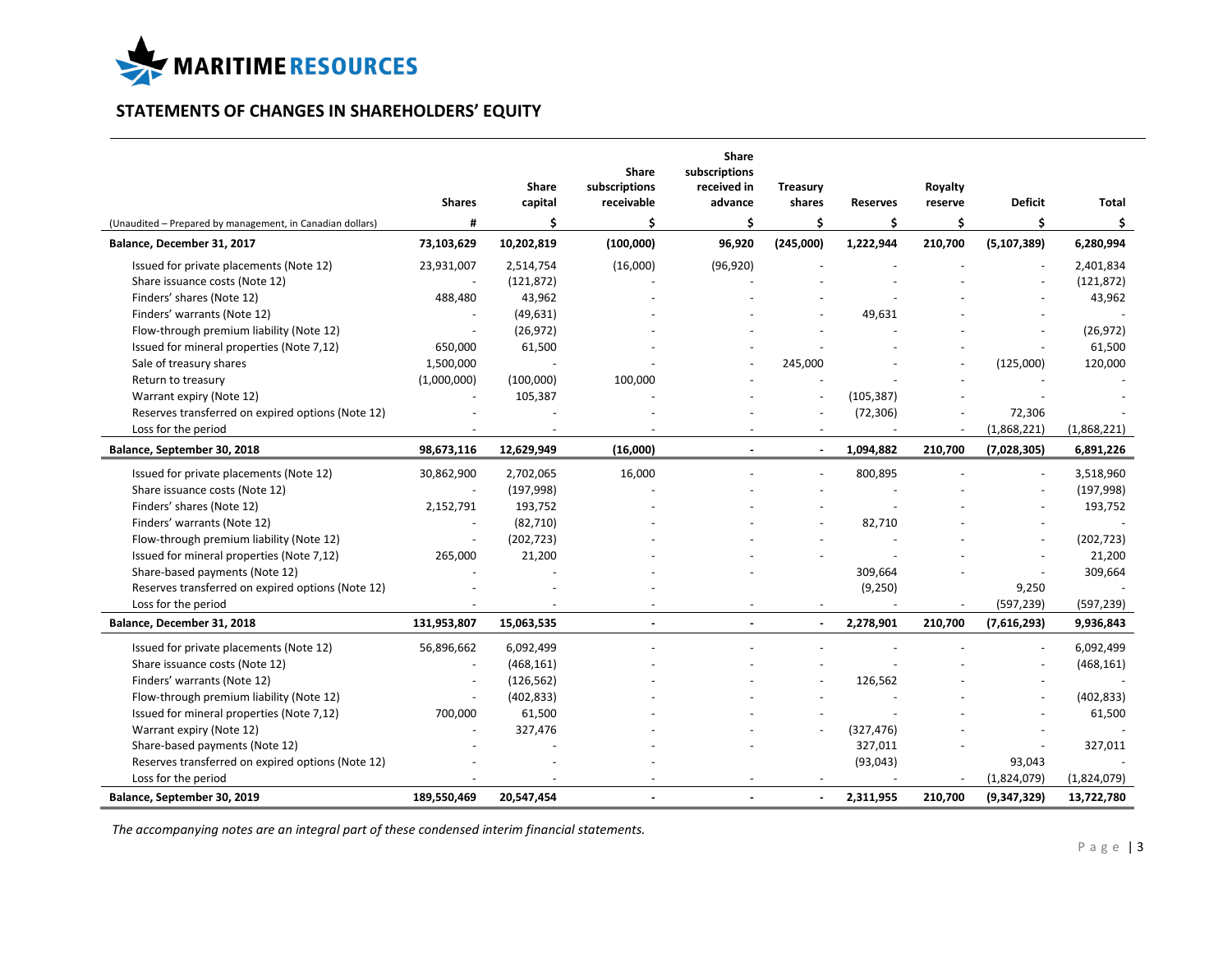MARITIME RESOURCES

## STATEMENTS OF CHANGES IN SHAREHOLDERS' EQUITY

| (Unaudited – Prepared by management, in Canadian dollars) | Shares # | Share capital $ | Share subscriptions receivable $ | Share subscriptions received in advance $ | Treasury shares $ | Reserves $ | Royalty reserve $ | Deficit $ | Total $ |
|---|---|---|---|---|---|---|---|---|---|
| **Balance, December 31, 2017** | **73,103,629** | **10,202,819** | **(100,000)** | **96,920** | **(245,000)** | **1,222,944** | **210,700** | **(5,107,389)** | **6,280,994** |
| Issued for private placements (Note 12) | 23,931,007 | 2,514,754 | (16,000) | (96,920) | - | - | - | - | 2,401,834 |
| Share issuance costs (Note 12) | - | (121,872) | - | - | - | - | - | - | (121,872) |
| Finders' shares (Note 12) | 488,480 | 43,962 | - | - | - | - | - | - | 43,962 |
| Finders' warrants (Note 12) | - | (49,631) | - | - | - | 49,631 | - | - | - |
| Flow-through premium liability (Note 12) | - | (26,972) | - | - | - | - | - | - | (26,972) |
| Issued for mineral properties (Note 7,12) | 650,000 | 61,500 | - | - | - | - | - | - | 61,500 |
| Sale of treasury shares | 1,500,000 | - | - | - | 245,000 | - | - | (125,000) | 120,000 |
| Return to treasury | (1,000,000) | (100,000) | 100,000 | - | - | - | - | - | - |
| Warrant expiry (Note 12) | - | 105,387 | - | - | - | (105,387) | - | - | - |
| Reserves transferred on expired options (Note 12) | - | - | - | - | - | (72,306) | - | 72,306 | - |
| Loss for the period | - | - | - | - | - | - | - | (1,868,221) | (1,868,221) |
| **Balance, September 30, 2018** | **98,673,116** | **12,629,949** | **(16,000)** | **-** | **-** | **1,094,882** | **210,700** | **(7,028,305)** | **6,891,226** |
| Issued for private placements (Note 12) | 30,862,900 | 2,702,065 | 16,000 | - | - | 800,895 | - | - | 3,518,960 |
| Share issuance costs (Note 12) | - | (197,998) | - | - | - | - | - | - | (197,998) |
| Finders' shares (Note 12) | 2,152,791 | 193,752 | - | - | - | - | - | - | 193,752 |
| Finders' warrants (Note 12) | - | (82,710) | - | - | - | 82,710 | - | - | - |
| Flow-through premium liability (Note 12) | - | (202,723) | - | - | - | - | - | - | (202,723) |
| Issued for mineral properties (Note 7,12) | 265,000 | 21,200 | - | - | - | - | - | - | 21,200 |
| Share-based payments (Note 12) | - | - | - | - | | 309,664 | - | - | 309,664 |
| Reserves transferred on expired options (Note 12) | - | - | - | | | (9,250) | | 9,250 | - |
| Loss for the period | - | - | - | - | - | - | - | (597,239) | (597,239) |
| **Balance, December 31, 2018** | **131,953,807** | **15,063,535** | **-** | **-** | **-** | **2,278,901** | **210,700** | **(7,616,293)** | **9,936,843** |
| Issued for private placements (Note 12) | 56,896,662 | 6,092,499 | - | - | - | - | - | - | 6,092,499 |
| Share issuance costs (Note 12) | - | (468,161) | - | - | - | - | - | - | (468,161) |
| Finders' warrants (Note 12) | - | (126,562) | - | - | - | 126,562 | - | - | - |
| Flow-through premium liability (Note 12) | - | (402,833) | - | - | - | - | - | - | (402,833) |
| Issued for mineral properties (Note 7,12) | 700,000 | 61,500 | - | - | - | - | - | - | 61,500 |
| Warrant expiry (Note 12) | - | 327,476 | - | - | - | (327,476) | - | - | - |
| Share-based payments (Note 12) | - | - | - | - | | 327,011 | - | - | 327,011 |
| Reserves transferred on expired options (Note 12) | - | - | - | | | (93,043) | | 93,043 | - |
| Loss for the period | - | - | - | - | - | - | - | (1,824,079) | (1,824,079) |
| **Balance, September 30, 2019** | **189,550,469** | **20,547,454** | **-** | **-** | **-** | **2,311,955** | **210,700** | **(9,347,329)** | **13,722,780** |

*The accompanying notes are an integral part of these condensed interim financial statements.*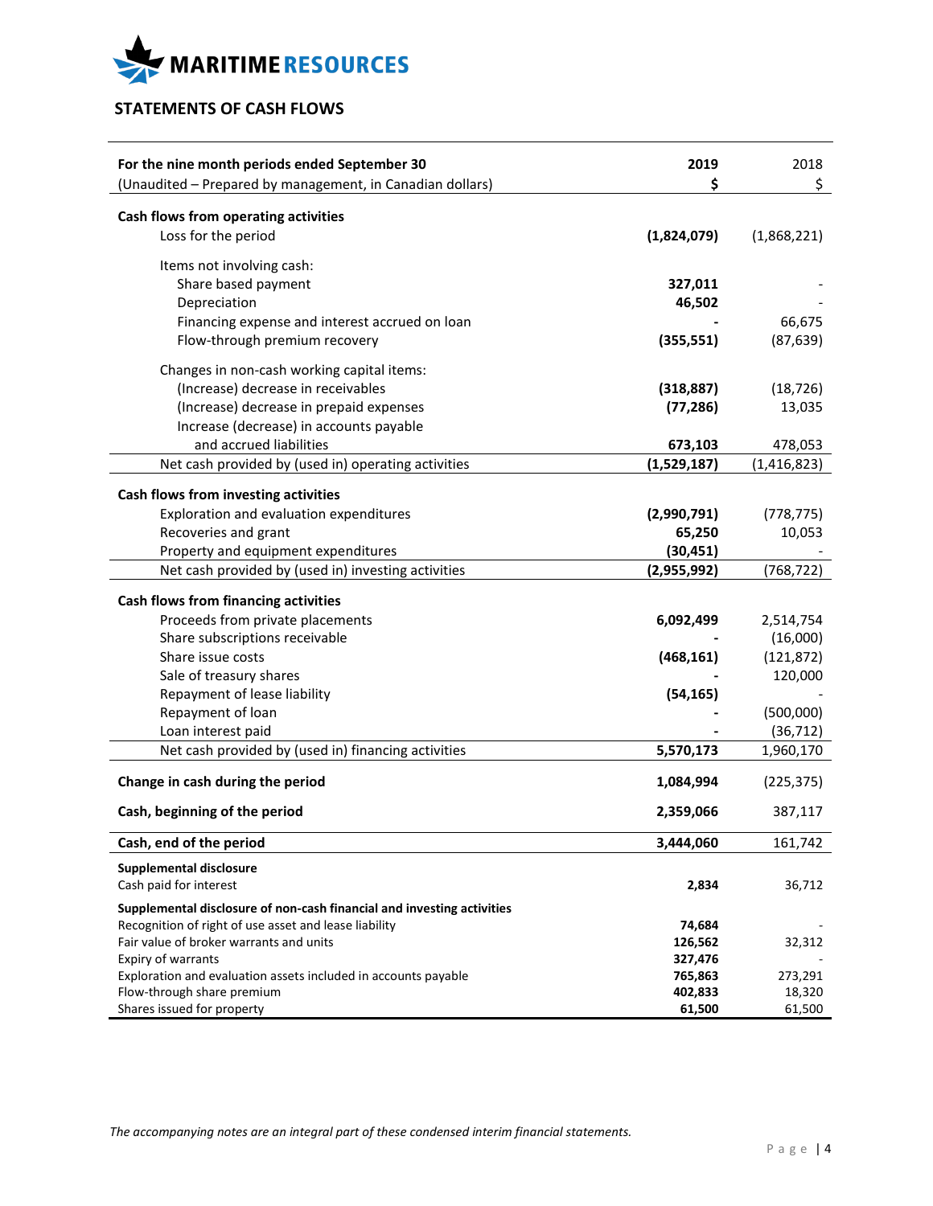MARITIME RESOURCES

## STATEMENTS OF CASH FLOWS

| For the nine month periods ended September 30<br>(Unaudited – Prepared by management, in Canadian dollars) | 2019<br>$ | 2018<br>$ |
|---|---|---|
| **Cash flows from operating activities** | | |
| Loss for the period | **(1,824,079)** | (1,868,221) |
| Items not involving cash: | | |
| Share based payment | **327,011** | - |
| Depreciation | **46,502** | - |
| Financing expense and interest accrued on loan | **-** | 66,675 |
| Flow-through premium recovery | **(355,551)** | (87,639) |
| Changes in non-cash working capital items: | | |
| (Increase) decrease in receivables | **(318,887)** | (18,726) |
| (Increase) decrease in prepaid expenses | **(77,286)** | 13,035 |
| Increase (decrease) in accounts payable and accrued liabilities | **673,103** | 478,053 |
| Net cash provided by (used in) operating activities | **(1,529,187)** | (1,416,823) |
| **Cash flows from investing activities** | | |
| Exploration and evaluation expenditures | **(2,990,791)** | (778,775) |
| Recoveries and grant | **65,250** | 10,053 |
| Property and equipment expenditures | **(30,451)** | - |
| Net cash provided by (used in) investing activities | **(2,955,992)** | (768,722) |
| **Cash flows from financing activities** | | |
| Proceeds from private placements | **6,092,499** | 2,514,754 |
| Share subscriptions receivable | **-** | (16,000) |
| Share issue costs | **(468,161)** | (121,872) |
| Sale of treasury shares | **-** | 120,000 |
| Repayment of lease liability | **(54,165)** | - |
| Repayment of loan | **-** | (500,000) |
| Loan interest paid | **-** | (36,712) |
| Net cash provided by (used in) financing activities | **5,570,173** | 1,960,170 |
| **Change in cash during the period** | **1,084,994** | (225,375) |
| **Cash, beginning of the period** | **2,359,066** | 387,117 |
| **Cash, end of the period** | **3,444,060** | 161,742 |
| **Supplemental disclosure** | | |
| Cash paid for interest | **2,834** | 36,712 |
| **Supplemental disclosure of non-cash financial and investing activities** | | |
| Recognition of right of use asset and lease liability | **74,684** | - |
| Fair value of broker warrants and units | **126,562** | 32,312 |
| Expiry of warrants | **327,476** | - |
| Exploration and evaluation assets included in accounts payable | **765,863** | 273,291 |
| Flow-through share premium | **402,833** | 18,320 |
| Shares issued for property | **61,500** | 61,500 |

*The accompanying notes are an integral part of these condensed interim financial statements.*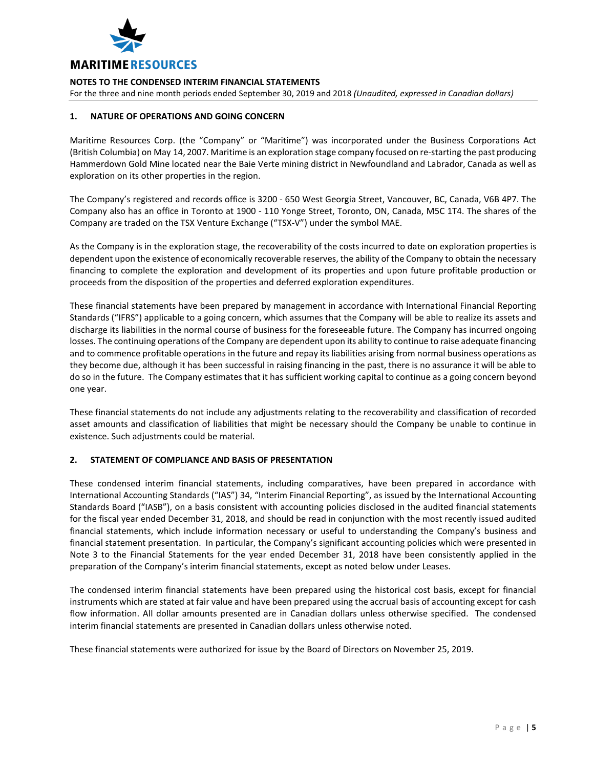## 1. NATURE OF OPERATIONS AND GOING CONCERN

Maritime Resources Corp. (the "Company" or "Maritime") was incorporated under the Business Corporations Act (British Columbia) on May 14, 2007. Maritime is an exploration stage company focused on re-starting the past producing Hammerdown Gold Mine located near the Baie Verte mining district in Newfoundland and Labrador, Canada as well as exploration on its other properties in the region.

The Company's registered and records office is 3200 - 650 West Georgia Street, Vancouver, BC, Canada, V6B 4P7. The Company also has an office in Toronto at 1900 - 110 Yonge Street, Toronto, ON, Canada, M5C 1T4. The shares of the Company are traded on the TSX Venture Exchange ("TSX-V") under the symbol MAE.

As the Company is in the exploration stage, the recoverability of the costs incurred to date on exploration properties is dependent upon the existence of economically recoverable reserves, the ability of the Company to obtain the necessary financing to complete the exploration and development of its properties and upon future profitable production or proceeds from the disposition of the properties and deferred exploration expenditures.

These financial statements have been prepared by management in accordance with International Financial Reporting Standards ("IFRS") applicable to a going concern, which assumes that the Company will be able to realize its assets and discharge its liabilities in the normal course of business for the foreseeable future. The Company has incurred ongoing losses. The continuing operations of the Company are dependent upon its ability to continue to raise adequate financing and to commence profitable operations in the future and repay its liabilities arising from normal business operations as they become due, although it has been successful in raising financing in the past, there is no assurance it will be able to do so in the future. The Company estimates that it has sufficient working capital to continue as a going concern beyond one year.

These financial statements do not include any adjustments relating to the recoverability and classification of recorded asset amounts and classification of liabilities that might be necessary should the Company be unable to continue in existence. Such adjustments could be material.

## 2. STATEMENT OF COMPLIANCE AND BASIS OF PRESENTATION

These condensed interim financial statements, including comparatives, have been prepared in accordance with International Accounting Standards ("IAS") 34, "Interim Financial Reporting", as issued by the International Accounting Standards Board ("IASB"), on a basis consistent with accounting policies disclosed in the audited financial statements for the fiscal year ended December 31, 2018, and should be read in conjunction with the most recently issued audited financial statements, which include information necessary or useful to understanding the Company's business and financial statement presentation. In particular, the Company's significant accounting policies which were presented in Note 3 to the Financial Statements for the year ended December 31, 2018 have been consistently applied in the preparation of the Company's interim financial statements, except as noted below under Leases.

The condensed interim financial statements have been prepared using the historical cost basis, except for financial instruments which are stated at fair value and have been prepared using the accrual basis of accounting except for cash flow information. All dollar amounts presented are in Canadian dollars unless otherwise specified. The condensed interim financial statements are presented in Canadian dollars unless otherwise noted.

These financial statements were authorized for issue by the Board of Directors on November 25, 2019.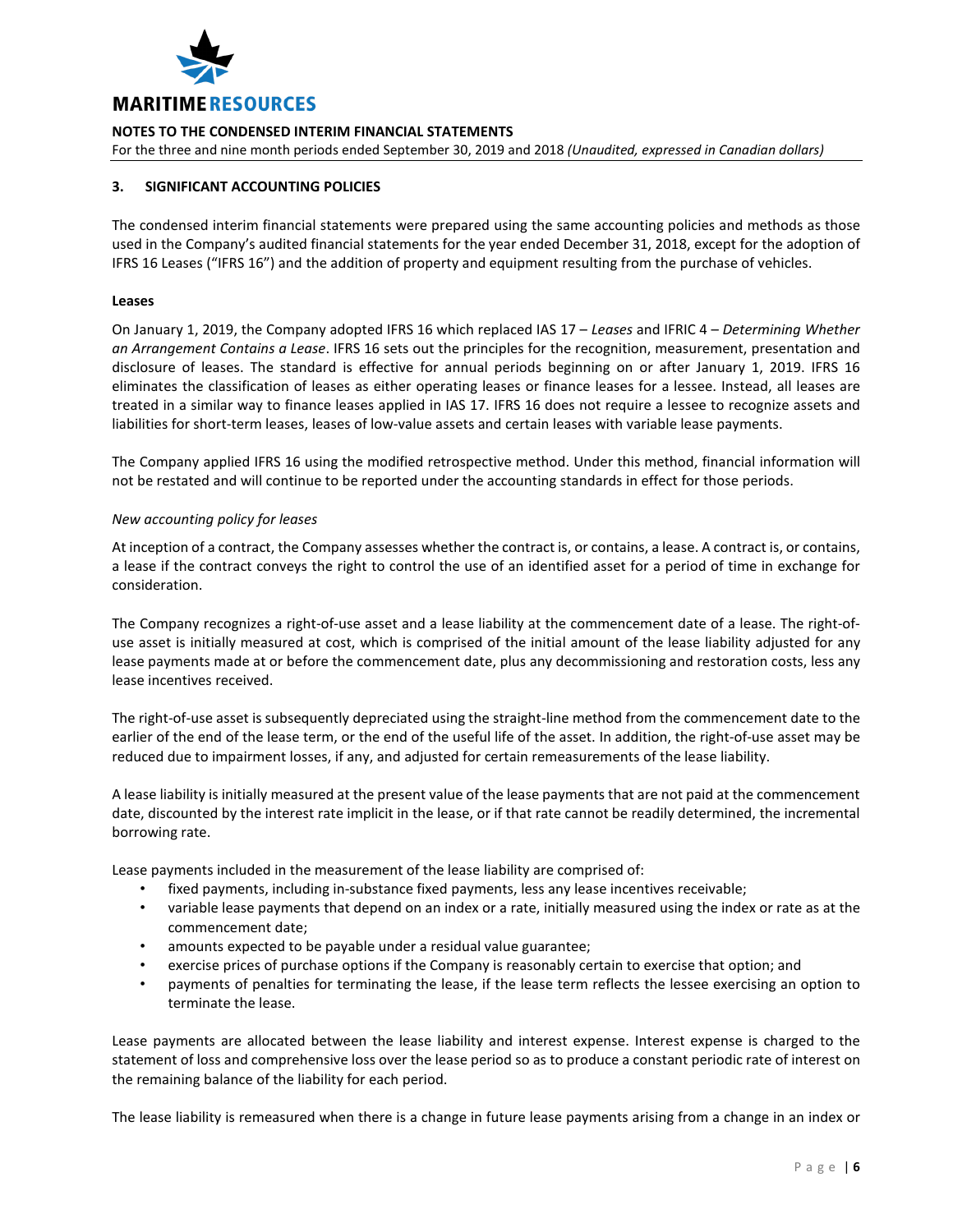**NOTES TO THE CONDENSED INTERIM FINANCIAL STATEMENTS**

For the three and nine month periods ended September 30, 2019 and 2018 *(Unaudited, expressed in Canadian dollars)*

## 3. SIGNIFICANT ACCOUNTING POLICIES

The condensed interim financial statements were prepared using the same accounting policies and methods as those used in the Company's audited financial statements for the year ended December 31, 2018, except for the adoption of IFRS 16 Leases ("IFRS 16") and the addition of property and equipment resulting from the purchase of vehicles.

### Leases

On January 1, 2019, the Company adopted IFRS 16 which replaced IAS 17 – *Leases* and IFRIC 4 – *Determining Whether an Arrangement Contains a Lease*. IFRS 16 sets out the principles for the recognition, measurement, presentation and disclosure of leases. The standard is effective for annual periods beginning on or after January 1, 2019. IFRS 16 eliminates the classification of leases as either operating leases or finance leases for a lessee. Instead, all leases are treated in a similar way to finance leases applied in IAS 17. IFRS 16 does not require a lessee to recognize assets and liabilities for short-term leases, leases of low-value assets and certain leases with variable lease payments.

The Company applied IFRS 16 using the modified retrospective method. Under this method, financial information will not be restated and will continue to be reported under the accounting standards in effect for those periods.

*New accounting policy for leases*

At inception of a contract, the Company assesses whether the contract is, or contains, a lease. A contract is, or contains, a lease if the contract conveys the right to control the use of an identified asset for a period of time in exchange for consideration.

The Company recognizes a right-of-use asset and a lease liability at the commencement date of a lease. The right-of-use asset is initially measured at cost, which is comprised of the initial amount of the lease liability adjusted for any lease payments made at or before the commencement date, plus any decommissioning and restoration costs, less any lease incentives received.

The right-of-use asset is subsequently depreciated using the straight-line method from the commencement date to the earlier of the end of the lease term, or the end of the useful life of the asset. In addition, the right-of-use asset may be reduced due to impairment losses, if any, and adjusted for certain remeasurements of the lease liability.

A lease liability is initially measured at the present value of the lease payments that are not paid at the commencement date, discounted by the interest rate implicit in the lease, or if that rate cannot be readily determined, the incremental borrowing rate.

Lease payments included in the measurement of the lease liability are comprised of:

- fixed payments, including in-substance fixed payments, less any lease incentives receivable;
- variable lease payments that depend on an index or a rate, initially measured using the index or rate as at the commencement date;
- amounts expected to be payable under a residual value guarantee;
- exercise prices of purchase options if the Company is reasonably certain to exercise that option; and
- payments of penalties for terminating the lease, if the lease term reflects the lessee exercising an option to terminate the lease.

Lease payments are allocated between the lease liability and interest expense. Interest expense is charged to the statement of loss and comprehensive loss over the lease period so as to produce a constant periodic rate of interest on the remaining balance of the liability for each period.

The lease liability is remeasured when there is a change in future lease payments arising from a change in an index or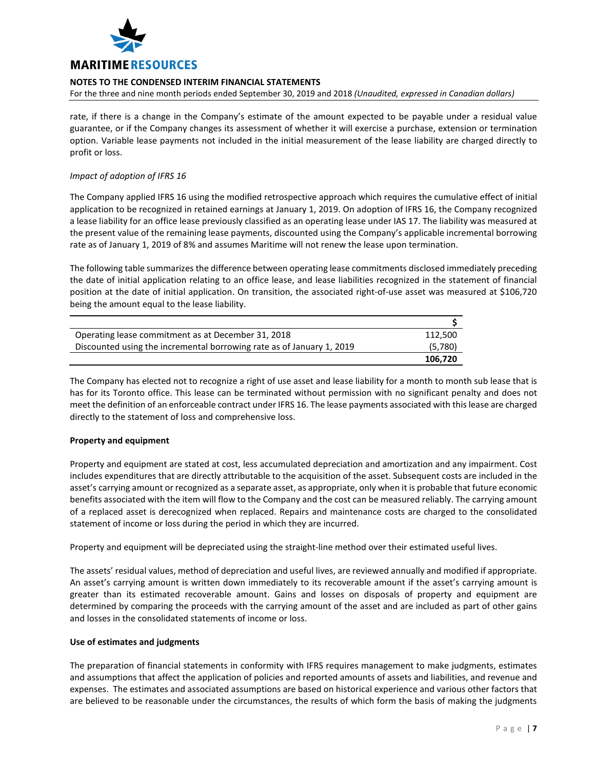rate, if there is a change in the Company's estimate of the amount expected to be payable under a residual value guarantee, or if the Company changes its assessment of whether it will exercise a purchase, extension or termination option. Variable lease payments not included in the initial measurement of the lease liability are charged directly to profit or loss.

*Impact of adoption of IFRS 16*

The Company applied IFRS 16 using the modified retrospective approach which requires the cumulative effect of initial application to be recognized in retained earnings at January 1, 2019. On adoption of IFRS 16, the Company recognized a lease liability for an office lease previously classified as an operating lease under IAS 17. The liability was measured at the present value of the remaining lease payments, discounted using the Company's applicable incremental borrowing rate as of January 1, 2019 of 8% and assumes Maritime will not renew the lease upon termination.

The following table summarizes the difference between operating lease commitments disclosed immediately preceding the date of initial application relating to an office lease, and lease liabilities recognized in the statement of financial position at the date of initial application. On transition, the associated right-of-use asset was measured at $106,720 being the amount equal to the lease liability.

| | $ |
|---|---|
| Operating lease commitment as at December 31, 2018 | 112,500 |
| Discounted using the incremental borrowing rate as of January 1, 2019 | (5,780) |
| | **106,720** |

The Company has elected not to recognize a right of use asset and lease liability for a month to month sub lease that is has for its Toronto office. This lease can be terminated without permission with no significant penalty and does not meet the definition of an enforceable contract under IFRS 16. The lease payments associated with this lease are charged directly to the statement of loss and comprehensive loss.

**Property and equipment**

Property and equipment are stated at cost, less accumulated depreciation and amortization and any impairment. Cost includes expenditures that are directly attributable to the acquisition of the asset. Subsequent costs are included in the asset's carrying amount or recognized as a separate asset, as appropriate, only when it is probable that future economic benefits associated with the item will flow to the Company and the cost can be measured reliably. The carrying amount of a replaced asset is derecognized when replaced. Repairs and maintenance costs are charged to the consolidated statement of income or loss during the period in which they are incurred.

Property and equipment will be depreciated using the straight-line method over their estimated useful lives.

The assets' residual values, method of depreciation and useful lives, are reviewed annually and modified if appropriate. An asset's carrying amount is written down immediately to its recoverable amount if the asset's carrying amount is greater than its estimated recoverable amount. Gains and losses on disposals of property and equipment are determined by comparing the proceeds with the carrying amount of the asset and are included as part of other gains and losses in the consolidated statements of income or loss.

**Use of estimates and judgments**

The preparation of financial statements in conformity with IFRS requires management to make judgments, estimates and assumptions that affect the application of policies and reported amounts of assets and liabilities, and revenue and expenses. The estimates and associated assumptions are based on historical experience and various other factors that are believed to be reasonable under the circumstances, the results of which form the basis of making the judgments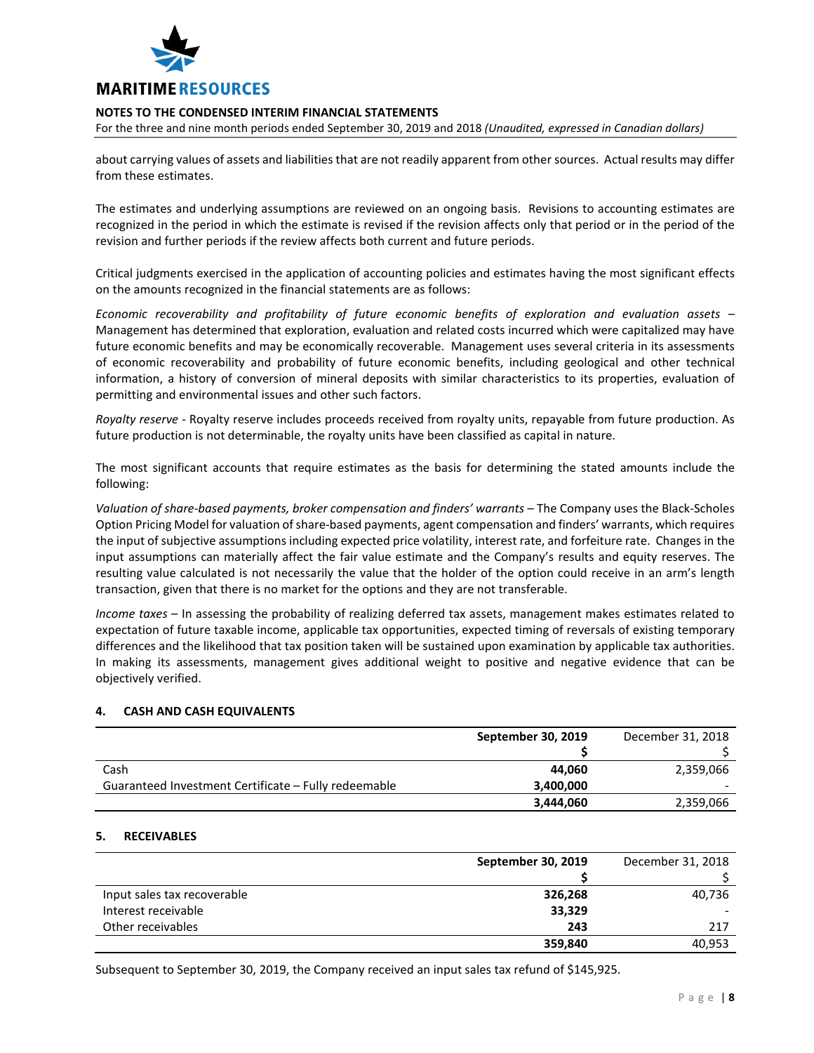about carrying values of assets and liabilities that are not readily apparent from other sources. Actual results may differ from these estimates.

The estimates and underlying assumptions are reviewed on an ongoing basis. Revisions to accounting estimates are recognized in the period in which the estimate is revised if the revision affects only that period or in the period of the revision and further periods if the review affects both current and future periods.

Critical judgments exercised in the application of accounting policies and estimates having the most significant effects on the amounts recognized in the financial statements are as follows:

*Economic recoverability and profitability of future economic benefits of exploration and evaluation assets* – Management has determined that exploration, evaluation and related costs incurred which were capitalized may have future economic benefits and may be economically recoverable. Management uses several criteria in its assessments of economic recoverability and probability of future economic benefits, including geological and other technical information, a history of conversion of mineral deposits with similar characteristics to its properties, evaluation of permitting and environmental issues and other such factors.

*Royalty reserve* - Royalty reserve includes proceeds received from royalty units, repayable from future production. As future production is not determinable, the royalty units have been classified as capital in nature.

The most significant accounts that require estimates as the basis for determining the stated amounts include the following:

*Valuation of share-based payments, broker compensation and finders' warrants* – The Company uses the Black-Scholes Option Pricing Model for valuation of share-based payments, agent compensation and finders' warrants, which requires the input of subjective assumptions including expected price volatility, interest rate, and forfeiture rate. Changes in the input assumptions can materially affect the fair value estimate and the Company's results and equity reserves. The resulting value calculated is not necessarily the value that the holder of the option could receive in an arm's length transaction, given that there is no market for the options and they are not transferable.

*Income taxes* – In assessing the probability of realizing deferred tax assets, management makes estimates related to expectation of future taxable income, applicable tax opportunities, expected timing of reversals of existing temporary differences and the likelihood that tax position taken will be sustained upon examination by applicable tax authorities. In making its assessments, management gives additional weight to positive and negative evidence that can be objectively verified.

## 4. CASH AND CASH EQUIVALENTS

| | **September 30, 2019** | December 31, 2018 |
|---|---|---|
| | **$** | $ |
| Cash | **44,060** | 2,359,066 |
| Guaranteed Investment Certificate – Fully redeemable | **3,400,000** | - |
| | **3,444,060** | 2,359,066 |

## 5. RECEIVABLES

| | **September 30, 2019** | December 31, 2018 |
|---|---|---|
| | **$** | $ |
| Input sales tax recoverable | **326,268** | 40,736 |
| Interest receivable | **33,329** | - |
| Other receivables | **243** | 217 |
| | **359,840** | 40,953 |

Subsequent to September 30, 2019, the Company received an input sales tax refund of $145,925.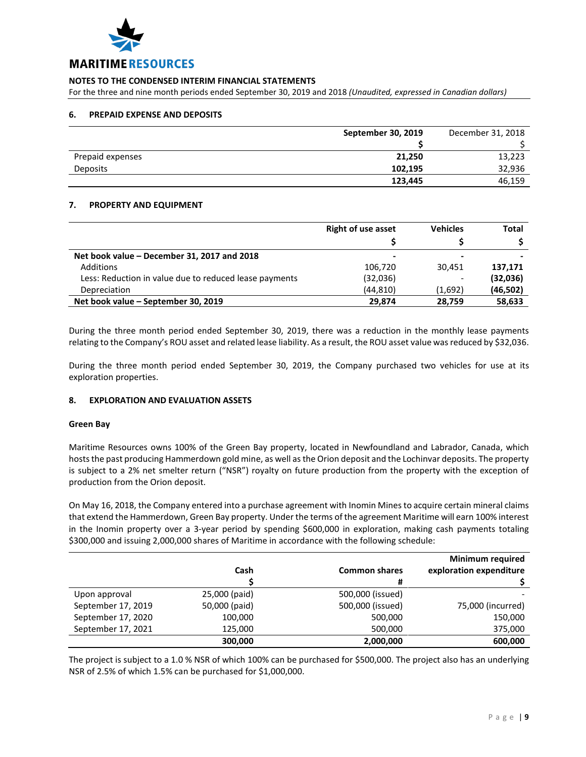# 6. PREPAID EXPENSE AND DEPOSITS

| | September 30, 2019 | December 31, 2018 |
|---|---|---|
| | $ | $ |
| Prepaid expenses | **21,250** | 13,223 |
| Deposits | **102,195** | 32,936 |
| | **123,445** | 46,159 |

# 7. PROPERTY AND EQUIPMENT

| | Right of use asset | Vehicles | Total |
|---|---|---|---|
| | $ | $ | $ |
| **Net book value – December 31, 2017 and 2018** | - | - | - |
| Additions | 106,720 | 30,451 | **137,171** |
| Less: Reduction in value due to reduced lease payments | (32,036) | - | **(32,036)** |
| Depreciation | (44,810) | (1,692) | **(46,502)** |
| **Net book value – September 30, 2019** | **29,874** | **28,759** | **58,633** |

During the three month period ended September 30, 2019, there was a reduction in the monthly lease payments relating to the Company's ROU asset and related lease liability. As a result, the ROU asset value was reduced by $32,036.

During the three month period ended September 30, 2019, the Company purchased two vehicles for use at its exploration properties.

# 8. EXPLORATION AND EVALUATION ASSETS

## Green Bay

Maritime Resources owns 100% of the Green Bay property, located in Newfoundland and Labrador, Canada, which hosts the past producing Hammerdown gold mine, as well as the Orion deposit and the Lochinvar deposits. The property is subject to a 2% net smelter return ("NSR") royalty on future production from the property with the exception of production from the Orion deposit.

On May 16, 2018, the Company entered into a purchase agreement with Inomin Mines to acquire certain mineral claims that extend the Hammerdown, Green Bay property. Under the terms of the agreement Maritime will earn 100% interest in the Inomin property over a 3-year period by spending $600,000 in exploration, making cash payments totaling $300,000 and issuing 2,000,000 shares of Maritime in accordance with the following schedule:

| | Cash | Common shares | Minimum required exploration expenditure |
|---|---|---|---|
| | $ | # | $ |
| Upon approval | 25,000 (paid) | 500,000 (issued) | - |
| September 17, 2019 | 50,000 (paid) | 500,000 (issued) | 75,000 (incurred) |
| September 17, 2020 | 100,000 | 500,000 | 150,000 |
| September 17, 2021 | 125,000 | 500,000 | 375,000 |
| | **300,000** | **2,000,000** | **600,000** |

The project is subject to a 1.0 % NSR of which 100% can be purchased for $500,000. The project also has an underlying NSR of 2.5% of which 1.5% can be purchased for $1,000,000.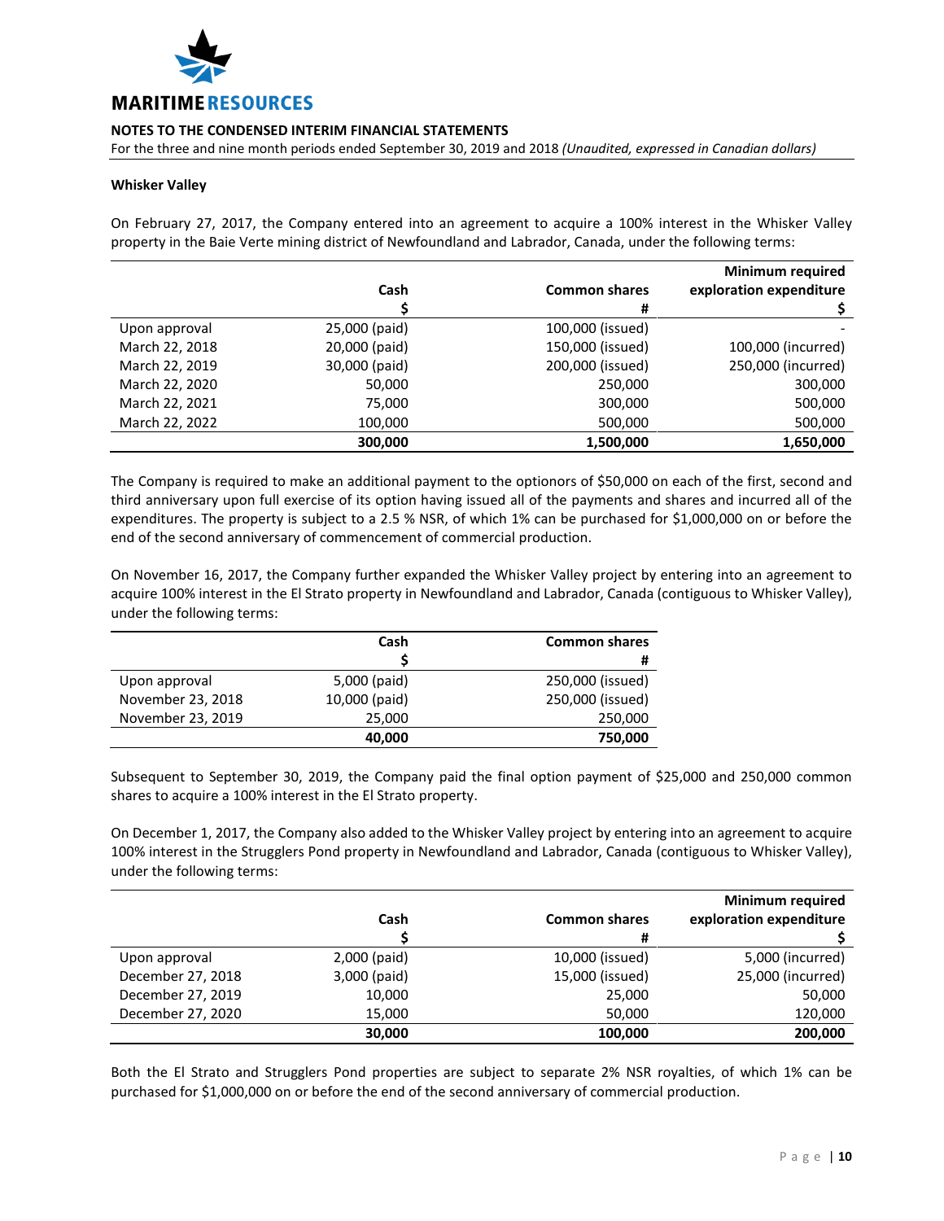### Whisker Valley

On February 27, 2017, the Company entered into an agreement to acquire a 100% interest in the Whisker Valley property in the Baie Verte mining district of Newfoundland and Labrador, Canada, under the following terms:

| | Cash<br>$ | Common shares<br># | Minimum required exploration expenditure<br>$ |
|---|---|---|---|
| Upon approval | 25,000 (paid) | 100,000 (issued) | - |
| March 22, 2018 | 20,000 (paid) | 150,000 (issued) | 100,000 (incurred) |
| March 22, 2019 | 30,000 (paid) | 200,000 (issued) | 250,000 (incurred) |
| March 22, 2020 | 50,000 | 250,000 | 300,000 |
| March 22, 2021 | 75,000 | 300,000 | 500,000 |
| March 22, 2022 | 100,000 | 500,000 | 500,000 |
| | **300,000** | **1,500,000** | **1,650,000** |

The Company is required to make an additional payment to the optionors of $50,000 on each of the first, second and third anniversary upon full exercise of its option having issued all of the payments and shares and incurred all of the expenditures. The property is subject to a 2.5 % NSR, of which 1% can be purchased for $1,000,000 on or before the end of the second anniversary of commencement of commercial production.

On November 16, 2017, the Company further expanded the Whisker Valley project by entering into an agreement to acquire 100% interest in the El Strato property in Newfoundland and Labrador, Canada (contiguous to Whisker Valley), under the following terms:

| | Cash<br>$ | Common shares<br># |
|---|---|---|
| Upon approval | 5,000 (paid) | 250,000 (issued) |
| November 23, 2018 | 10,000 (paid) | 250,000 (issued) |
| November 23, 2019 | 25,000 | 250,000 |
| | **40,000** | **750,000** |

Subsequent to September 30, 2019, the Company paid the final option payment of $25,000 and 250,000 common shares to acquire a 100% interest in the El Strato property.

On December 1, 2017, the Company also added to the Whisker Valley project by entering into an agreement to acquire 100% interest in the Strugglers Pond property in Newfoundland and Labrador, Canada (contiguous to Whisker Valley), under the following terms:

| | Cash<br>$ | Common shares<br># | Minimum required exploration expenditure<br>$ |
|---|---|---|---|
| Upon approval | 2,000 (paid) | 10,000 (issued) | 5,000 (incurred) |
| December 27, 2018 | 3,000 (paid) | 15,000 (issued) | 25,000 (incurred) |
| December 27, 2019 | 10,000 | 25,000 | 50,000 |
| December 27, 2020 | 15,000 | 50,000 | 120,000 |
| | **30,000** | **100,000** | **200,000** |

Both the El Strato and Strugglers Pond properties are subject to separate 2% NSR royalties, of which 1% can be purchased for $1,000,000 on or before the end of the second anniversary of commercial production.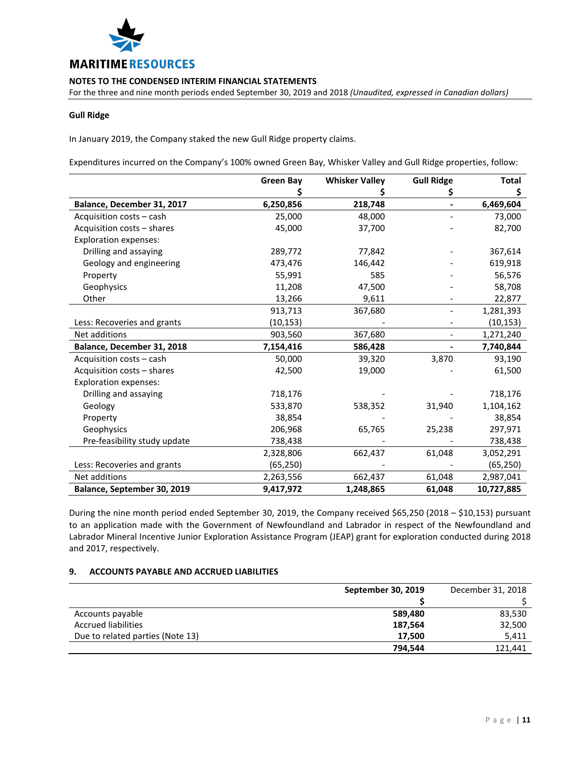**Gull Ridge**

In January 2019, the Company staked the new Gull Ridge property claims.

Expenditures incurred on the Company's 100% owned Green Bay, Whisker Valley and Gull Ridge properties, follow:

| | Green Bay<br>$ | Whisker Valley<br>$ | Gull Ridge<br>$ | Total<br>$ |
|---|---|---|---|---|
| **Balance, December 31, 2017** | **6,250,856** | **218,748** | **-** | **6,469,604** |
| Acquisition costs – cash | 25,000 | 48,000 | - | 73,000 |
| Acquisition costs – shares | 45,000 | 37,700 | - | 82,700 |
| Exploration expenses: | | | | |
| Drilling and assaying | 289,772 | 77,842 | - | 367,614 |
| Geology and engineering | 473,476 | 146,442 | - | 619,918 |
| Property | 55,991 | 585 | - | 56,576 |
| Geophysics | 11,208 | 47,500 | - | 58,708 |
| Other | 13,266 | 9,611 | - | 22,877 |
| | 913,713 | 367,680 | - | 1,281,393 |
| Less: Recoveries and grants | (10,153) | - | - | (10,153) |
| Net additions | 903,560 | 367,680 | - | 1,271,240 |
| **Balance, December 31, 2018** | **7,154,416** | **586,428** | **-** | **7,740,844** |
| Acquisition costs – cash | 50,000 | 39,320 | 3,870 | 93,190 |
| Acquisition costs – shares | 42,500 | 19,000 | - | 61,500 |
| Exploration expenses: | | | | |
| Drilling and assaying | 718,176 | - | - | 718,176 |
| Geology | 533,870 | 538,352 | 31,940 | 1,104,162 |
| Property | 38,854 | - | - | 38,854 |
| Geophysics | 206,968 | 65,765 | 25,238 | 297,971 |
| Pre-feasibility study update | 738,438 | - | - | 738,438 |
| | 2,328,806 | 662,437 | 61,048 | 3,052,291 |
| Less: Recoveries and grants | (65,250) | - | - | (65,250) |
| Net additions | 2,263,556 | 662,437 | 61,048 | 2,987,041 |
| **Balance, September 30, 2019** | **9,417,972** | **1,248,865** | **61,048** | **10,727,885** |

During the nine month period ended September 30, 2019, the Company received $65,250 (2018 – $10,153) pursuant to an application made with the Government of Newfoundland and Labrador in respect of the Newfoundland and Labrador Mineral Incentive Junior Exploration Assistance Program (JEAP) grant for exploration conducted during 2018 and 2017, respectively.

## 9. ACCOUNTS PAYABLE AND ACCRUED LIABILITIES

| | September 30, 2019<br>$ | December 31, 2018<br>$ |
|---|---|---|
| Accounts payable | **589,480** | 83,530 |
| Accrued liabilities | **187,564** | 32,500 |
| Due to related parties (Note 13) | **17,500** | 5,411 |
| | **794,544** | 121,441 |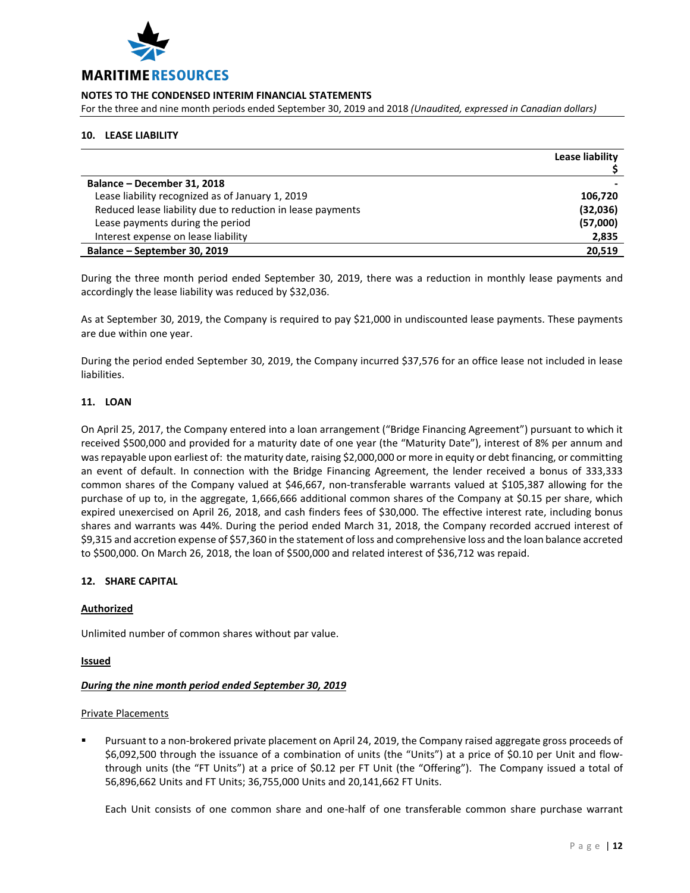## 10. LEASE LIABILITY

| | Lease liability $ |
|---|---|
| **Balance – December 31, 2018** | **-** |
| Lease liability recognized as of January 1, 2019 | **106,720** |
| Reduced lease liability due to reduction in lease payments | **(32,036)** |
| Lease payments during the period | **(57,000)** |
| Interest expense on lease liability | **2,835** |
| **Balance – September 30, 2019** | **20,519** |

During the three month period ended September 30, 2019, there was a reduction in monthly lease payments and accordingly the lease liability was reduced by $32,036.

As at September 30, 2019, the Company is required to pay $21,000 in undiscounted lease payments. These payments are due within one year.

During the period ended September 30, 2019, the Company incurred $37,576 for an office lease not included in lease liabilities.

## 11. LOAN

On April 25, 2017, the Company entered into a loan arrangement ("Bridge Financing Agreement") pursuant to which it received $500,000 and provided for a maturity date of one year (the "Maturity Date"), interest of 8% per annum and was repayable upon earliest of: the maturity date, raising $2,000,000 or more in equity or debt financing, or committing an event of default. In connection with the Bridge Financing Agreement, the lender received a bonus of 333,333 common shares of the Company valued at $46,667, non-transferable warrants valued at $105,387 allowing for the purchase of up to, in the aggregate, 1,666,666 additional common shares of the Company at $0.15 per share, which expired unexercised on April 26, 2018, and cash finders fees of $30,000. The effective interest rate, including bonus shares and warrants was 44%. During the period ended March 31, 2018, the Company recorded accrued interest of $9,315 and accretion expense of $57,360 in the statement of loss and comprehensive loss and the loan balance accreted to $500,000. On March 26, 2018, the loan of $500,000 and related interest of $36,712 was repaid.

## 12. SHARE CAPITAL

**Authorized**

Unlimited number of common shares without par value.

**Issued**

***During the nine month period ended September 30, 2019***

Private Placements

- Pursuant to a non-brokered private placement on April 24, 2019, the Company raised aggregate gross proceeds of $6,092,500 through the issuance of a combination of units (the "Units") at a price of $0.10 per Unit and flow-through units (the "FT Units") at a price of $0.12 per FT Unit (the "Offering"). The Company issued a total of 56,896,662 Units and FT Units; 36,755,000 Units and 20,141,662 FT Units.

  Each Unit consists of one common share and one-half of one transferable common share purchase warrant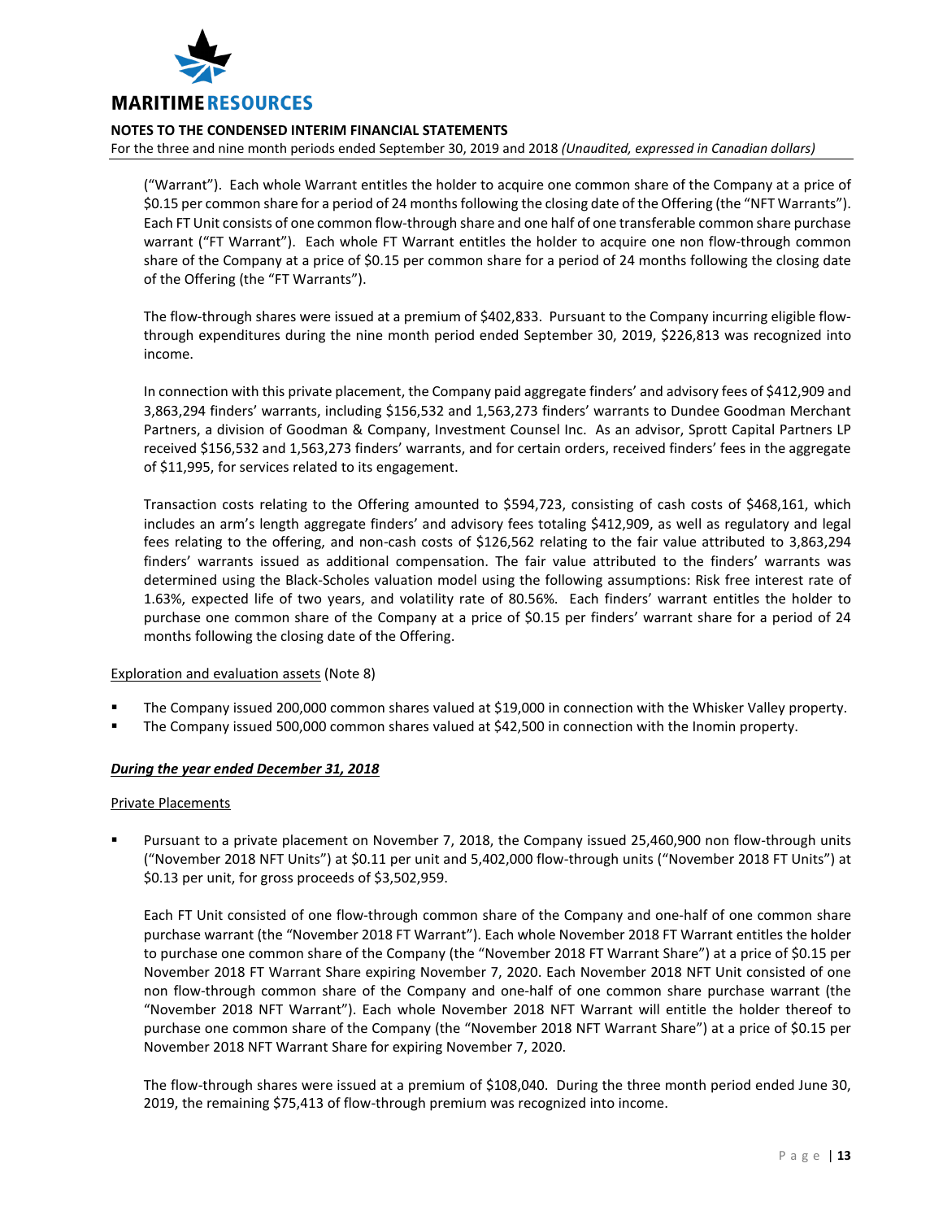("Warrant"). Each whole Warrant entitles the holder to acquire one common share of the Company at a price of $0.15 per common share for a period of 24 months following the closing date of the Offering (the "NFT Warrants"). Each FT Unit consists of one common flow-through share and one half of one transferable common share purchase warrant ("FT Warrant"). Each whole FT Warrant entitles the holder to acquire one non flow-through common share of the Company at a price of $0.15 per common share for a period of 24 months following the closing date of the Offering (the "FT Warrants").

The flow-through shares were issued at a premium of $402,833. Pursuant to the Company incurring eligible flow-through expenditures during the nine month period ended September 30, 2019, $226,813 was recognized into income.

In connection with this private placement, the Company paid aggregate finders' and advisory fees of $412,909 and 3,863,294 finders' warrants, including $156,532 and 1,563,273 finders' warrants to Dundee Goodman Merchant Partners, a division of Goodman & Company, Investment Counsel Inc. As an advisor, Sprott Capital Partners LP received $156,532 and 1,563,273 finders' warrants, and for certain orders, received finders' fees in the aggregate of $11,995, for services related to its engagement.

Transaction costs relating to the Offering amounted to $594,723, consisting of cash costs of $468,161, which includes an arm's length aggregate finders' and advisory fees totaling $412,909, as well as regulatory and legal fees relating to the offering, and non-cash costs of $126,562 relating to the fair value attributed to 3,863,294 finders' warrants issued as additional compensation. The fair value attributed to the finders' warrants was determined using the Black-Scholes valuation model using the following assumptions: Risk free interest rate of 1.63%, expected life of two years, and volatility rate of 80.56%. Each finders' warrant entitles the holder to purchase one common share of the Company at a price of $0.15 per finders' warrant share for a period of 24 months following the closing date of the Offering.

Exploration and evaluation assets (Note 8)

- The Company issued 200,000 common shares valued at $19,000 in connection with the Whisker Valley property.
- The Company issued 500,000 common shares valued at $42,500 in connection with the Inomin property.

***During the year ended December 31, 2018***

Private Placements

- Pursuant to a private placement on November 7, 2018, the Company issued 25,460,900 non flow-through units ("November 2018 NFT Units") at $0.11 per unit and 5,402,000 flow-through units ("November 2018 FT Units") at $0.13 per unit, for gross proceeds of $3,502,959.

  Each FT Unit consisted of one flow-through common share of the Company and one-half of one common share purchase warrant (the "November 2018 FT Warrant"). Each whole November 2018 FT Warrant entitles the holder to purchase one common share of the Company (the "November 2018 FT Warrant Share") at a price of $0.15 per November 2018 FT Warrant Share expiring November 7, 2020. Each November 2018 NFT Unit consisted of one non flow-through common share of the Company and one-half of one common share purchase warrant (the "November 2018 NFT Warrant"). Each whole November 2018 NFT Warrant will entitle the holder thereof to purchase one common share of the Company (the "November 2018 NFT Warrant Share") at a price of $0.15 per November 2018 NFT Warrant Share for expiring November 7, 2020.

  The flow-through shares were issued at a premium of $108,040. During the three month period ended June 30, 2019, the remaining $75,413 of flow-through premium was recognized into income.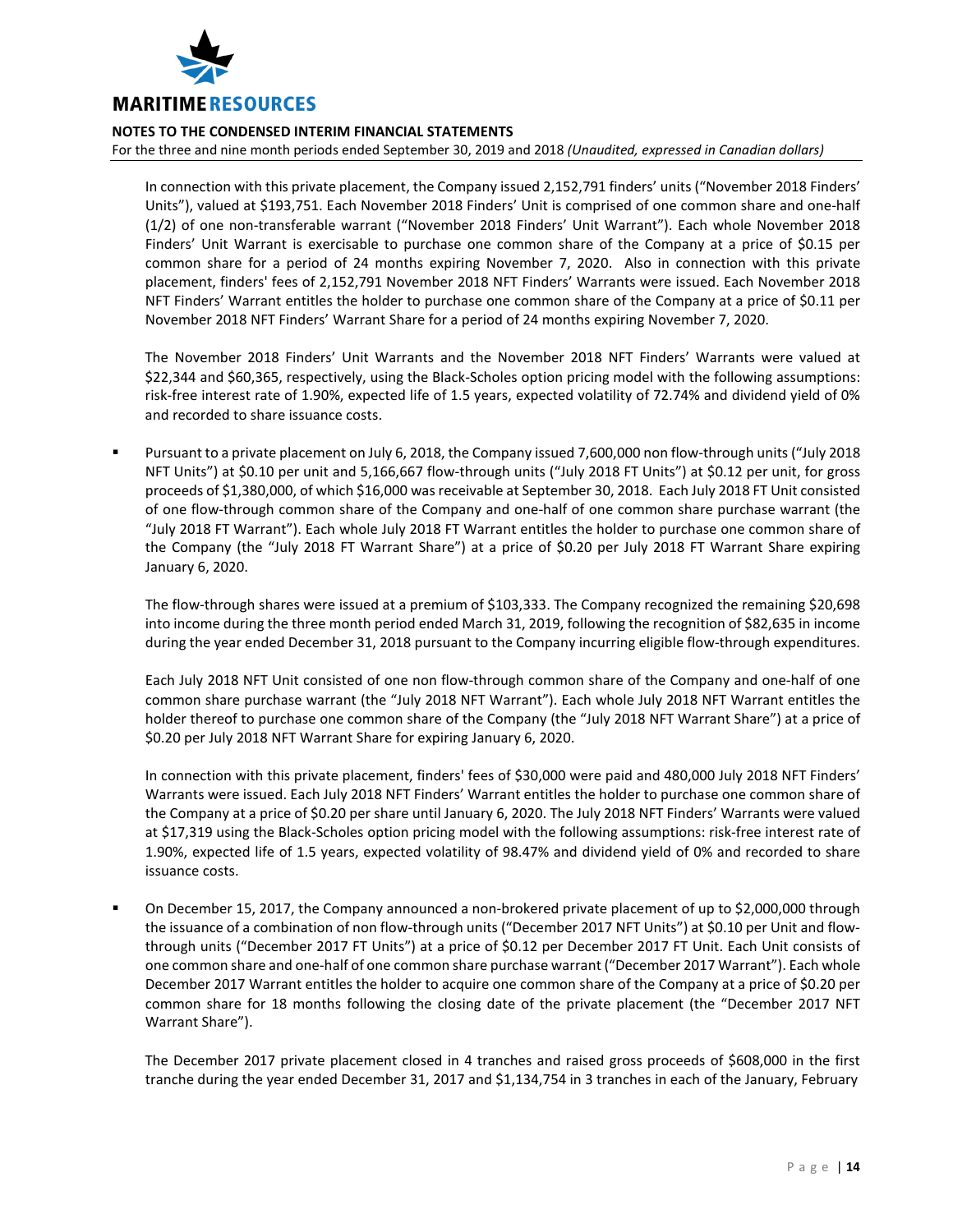In connection with this private placement, the Company issued 2,152,791 finders' units ("November 2018 Finders' Units"), valued at $193,751. Each November 2018 Finders' Unit is comprised of one common share and one-half (1/2) of one non-transferable warrant ("November 2018 Finders' Unit Warrant"). Each whole November 2018 Finders' Unit Warrant is exercisable to purchase one common share of the Company at a price of $0.15 per common share for a period of 24 months expiring November 7, 2020. Also in connection with this private placement, finders' fees of 2,152,791 November 2018 NFT Finders' Warrants were issued. Each November 2018 NFT Finders' Warrant entitles the holder to purchase one common share of the Company at a price of $0.11 per November 2018 NFT Finders' Warrant Share for a period of 24 months expiring November 7, 2020.

The November 2018 Finders' Unit Warrants and the November 2018 NFT Finders' Warrants were valued at $22,344 and $60,365, respectively, using the Black-Scholes option pricing model with the following assumptions: risk-free interest rate of 1.90%, expected life of 1.5 years, expected volatility of 72.74% and dividend yield of 0% and recorded to share issuance costs.

- Pursuant to a private placement on July 6, 2018, the Company issued 7,600,000 non flow-through units ("July 2018 NFT Units") at $0.10 per unit and 5,166,667 flow-through units ("July 2018 FT Units") at $0.12 per unit, for gross proceeds of $1,380,000, of which $16,000 was receivable at September 30, 2018. Each July 2018 FT Unit consisted of one flow-through common share of the Company and one-half of one common share purchase warrant (the "July 2018 FT Warrant"). Each whole July 2018 FT Warrant entitles the holder to purchase one common share of the Company (the "July 2018 FT Warrant Share") at a price of $0.20 per July 2018 FT Warrant Share expiring January 6, 2020.

  The flow-through shares were issued at a premium of $103,333. The Company recognized the remaining $20,698 into income during the three month period ended March 31, 2019, following the recognition of $82,635 in income during the year ended December 31, 2018 pursuant to the Company incurring eligible flow-through expenditures.

  Each July 2018 NFT Unit consisted of one non flow-through common share of the Company and one-half of one common share purchase warrant (the "July 2018 NFT Warrant"). Each whole July 2018 NFT Warrant entitles the holder thereof to purchase one common share of the Company (the "July 2018 NFT Warrant Share") at a price of $0.20 per July 2018 NFT Warrant Share for expiring January 6, 2020.

  In connection with this private placement, finders' fees of $30,000 were paid and 480,000 July 2018 NFT Finders' Warrants were issued. Each July 2018 NFT Finders' Warrant entitles the holder to purchase one common share of the Company at a price of $0.20 per share until January 6, 2020. The July 2018 NFT Finders' Warrants were valued at $17,319 using the Black-Scholes option pricing model with the following assumptions: risk-free interest rate of 1.90%, expected life of 1.5 years, expected volatility of 98.47% and dividend yield of 0% and recorded to share issuance costs.

- On December 15, 2017, the Company announced a non-brokered private placement of up to $2,000,000 through the issuance of a combination of non flow-through units ("December 2017 NFT Units") at $0.10 per Unit and flow-through units ("December 2017 FT Units") at a price of $0.12 per December 2017 FT Unit. Each Unit consists of one common share and one-half of one common share purchase warrant ("December 2017 Warrant"). Each whole December 2017 Warrant entitles the holder to acquire one common share of the Company at a price of $0.20 per common share for 18 months following the closing date of the private placement (the "December 2017 NFT Warrant Share").

  The December 2017 private placement closed in 4 tranches and raised gross proceeds of $608,000 in the first tranche during the year ended December 31, 2017 and $1,134,754 in 3 tranches in each of the January, February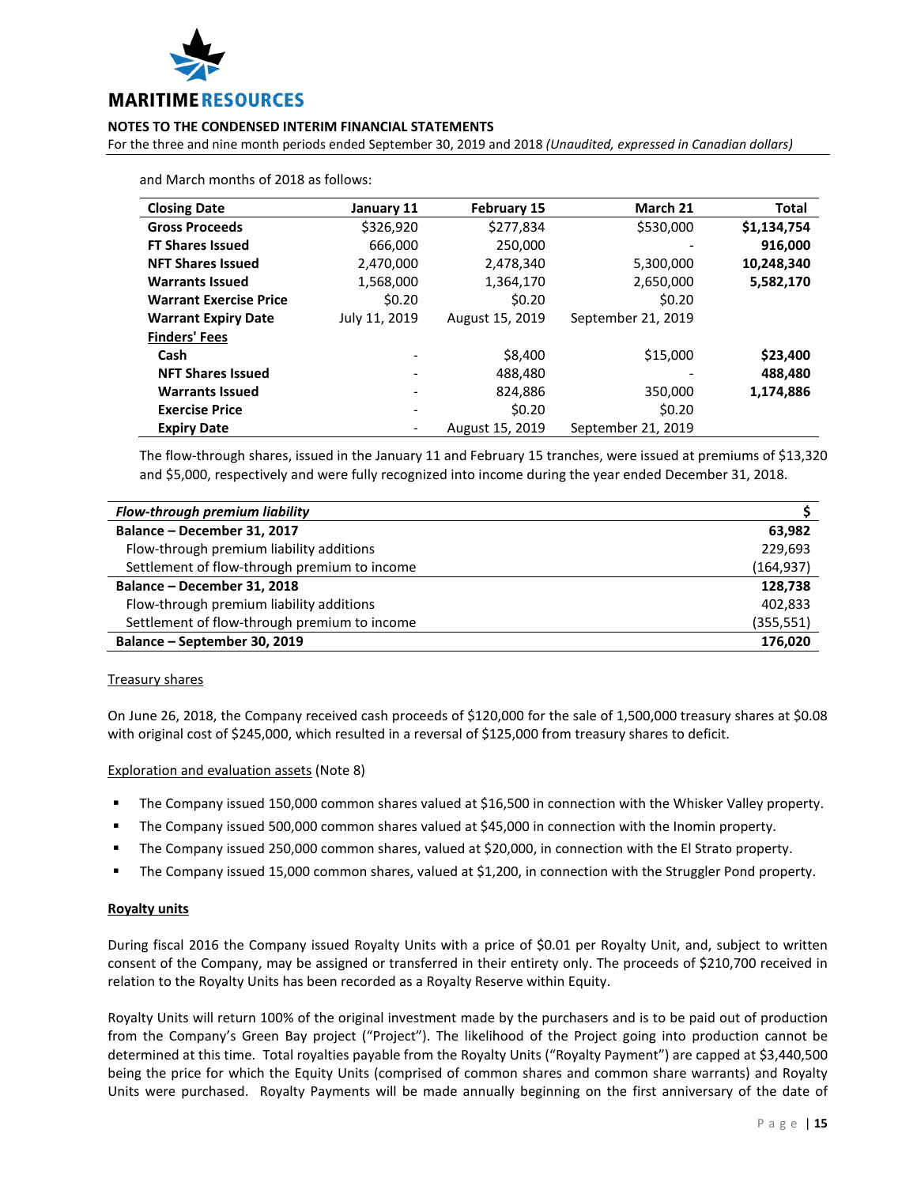and March months of 2018 as follows:

| Closing Date | January 11 | February 15 | March 21 | Total |
|---|---|---|---|---|
| **Gross Proceeds** | $326,920 | $277,834 | $530,000 | **$1,134,754** |
| **FT Shares Issued** | 666,000 | 250,000 | - | **916,000** |
| **NFT Shares Issued** | 2,470,000 | 2,478,340 | 5,300,000 | **10,248,340** |
| **Warrants Issued** | 1,568,000 | 1,364,170 | 2,650,000 | **5,582,170** |
| **Warrant Exercise Price** | $0.20 | $0.20 | $0.20 | |
| **Warrant Expiry Date** | July 11, 2019 | August 15, 2019 | September 21, 2019 | |
| **Finders' Fees** | | | | |
| **Cash** | - | $8,400 | $15,000 | **$23,400** |
| **NFT Shares Issued** | - | 488,480 | - | **488,480** |
| **Warrants Issued** | - | 824,886 | 350,000 | **1,174,886** |
| **Exercise Price** | - | $0.20 | $0.20 | |
| **Expiry Date** | - | August 15, 2019 | September 21, 2019 | |

The flow-through shares, issued in the January 11 and February 15 tranches, were issued at premiums of $13,320 and $5,000, respectively and were fully recognized into income during the year ended December 31, 2018.

| *Flow-through premium liability* | $ |
|---|---|
| **Balance – December 31, 2017** | **63,982** |
| Flow-through premium liability additions | 229,693 |
| Settlement of flow-through premium to income | (164,937) |
| **Balance – December 31, 2018** | **128,738** |
| Flow-through premium liability additions | 402,833 |
| Settlement of flow-through premium to income | (355,551) |
| **Balance – September 30, 2019** | **176,020** |

Treasury shares

On June 26, 2018, the Company received cash proceeds of $120,000 for the sale of 1,500,000 treasury shares at $0.08 with original cost of $245,000, which resulted in a reversal of $125,000 from treasury shares to deficit.

Exploration and evaluation assets (Note 8)

- The Company issued 150,000 common shares valued at $16,500 in connection with the Whisker Valley property.
- The Company issued 500,000 common shares valued at $45,000 in connection with the Inomin property.
- The Company issued 250,000 common shares, valued at $20,000, in connection with the El Strato property.
- The Company issued 15,000 common shares, valued at $1,200, in connection with the Struggler Pond property.

**Royalty units**

During fiscal 2016 the Company issued Royalty Units with a price of $0.01 per Royalty Unit, and, subject to written consent of the Company, may be assigned or transferred in their entirety only. The proceeds of $210,700 received in relation to the Royalty Units has been recorded as a Royalty Reserve within Equity.

Royalty Units will return 100% of the original investment made by the purchasers and is to be paid out of production from the Company's Green Bay project ("Project"). The likelihood of the Project going into production cannot be determined at this time. Total royalties payable from the Royalty Units ("Royalty Payment") are capped at $3,440,500 being the price for which the Equity Units (comprised of common shares and common share warrants) and Royalty Units were purchased. Royalty Payments will be made annually beginning on the first anniversary of the date of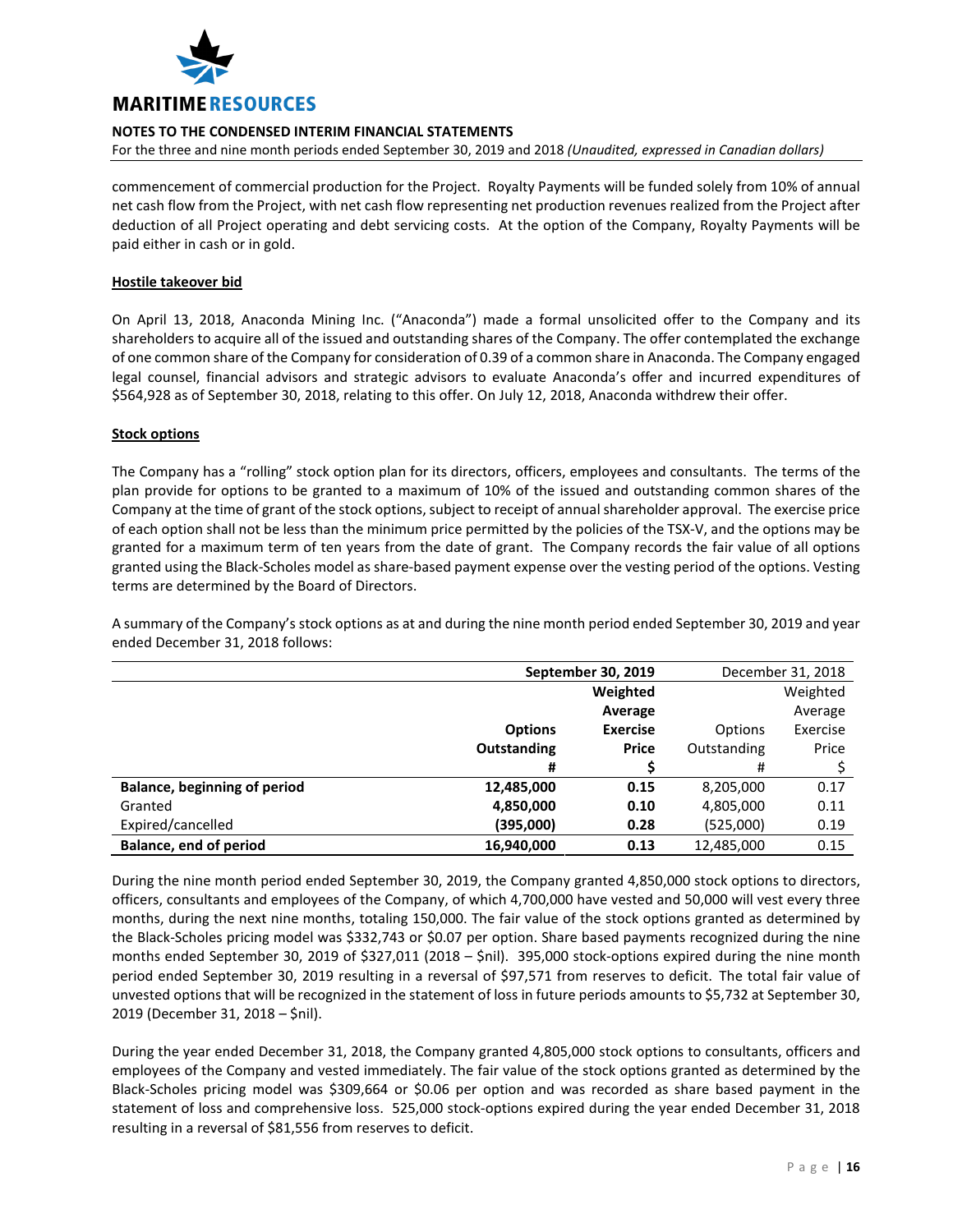commencement of commercial production for the Project. Royalty Payments will be funded solely from 10% of annual net cash flow from the Project, with net cash flow representing net production revenues realized from the Project after deduction of all Project operating and debt servicing costs. At the option of the Company, Royalty Payments will be paid either in cash or in gold.

**Hostile takeover bid**

On April 13, 2018, Anaconda Mining Inc. ("Anaconda") made a formal unsolicited offer to the Company and its shareholders to acquire all of the issued and outstanding shares of the Company. The offer contemplated the exchange of one common share of the Company for consideration of 0.39 of a common share in Anaconda. The Company engaged legal counsel, financial advisors and strategic advisors to evaluate Anaconda's offer and incurred expenditures of $564,928 as of September 30, 2018, relating to this offer. On July 12, 2018, Anaconda withdrew their offer.

**Stock options**

The Company has a "rolling" stock option plan for its directors, officers, employees and consultants. The terms of the plan provide for options to be granted to a maximum of 10% of the issued and outstanding common shares of the Company at the time of grant of the stock options, subject to receipt of annual shareholder approval. The exercise price of each option shall not be less than the minimum price permitted by the policies of the TSX-V, and the options may be granted for a maximum term of ten years from the date of grant. The Company records the fair value of all options granted using the Black-Scholes model as share-based payment expense over the vesting period of the options. Vesting terms are determined by the Board of Directors.

A summary of the Company's stock options as at and during the nine month period ended September 30, 2019 and year ended December 31, 2018 follows:

| | **September 30, 2019** | | December 31, 2018 | |
|---|---|---|---|---|
| | **Options Outstanding** | **Weighted Average Exercise Price** | Options Outstanding | Weighted Average Exercise Price |
| | **#** | **$** | # | $ |
| **Balance, beginning of period** | **12,485,000** | **0.15** | 8,205,000 | 0.17 |
| Granted | **4,850,000** | **0.10** | 4,805,000 | 0.11 |
| Expired/cancelled | **(395,000)** | **0.28** | (525,000) | 0.19 |
| **Balance, end of period** | **16,940,000** | **0.13** | 12,485,000 | 0.15 |

During the nine month period ended September 30, 2019, the Company granted 4,850,000 stock options to directors, officers, consultants and employees of the Company, of which 4,700,000 have vested and 50,000 will vest every three months, during the next nine months, totaling 150,000. The fair value of the stock options granted as determined by the Black-Scholes pricing model was $332,743 or $0.07 per option. Share based payments recognized during the nine months ended September 30, 2019 of $327,011 (2018 – $nil). 395,000 stock-options expired during the nine month period ended September 30, 2019 resulting in a reversal of $97,571 from reserves to deficit. The total fair value of unvested options that will be recognized in the statement of loss in future periods amounts to $5,732 at September 30, 2019 (December 31, 2018 – $nil).

During the year ended December 31, 2018, the Company granted 4,805,000 stock options to consultants, officers and employees of the Company and vested immediately. The fair value of the stock options granted as determined by the Black-Scholes pricing model was $309,664 or $0.06 per option and was recorded as share based payment in the statement of loss and comprehensive loss. 525,000 stock-options expired during the year ended December 31, 2018 resulting in a reversal of $81,556 from reserves to deficit.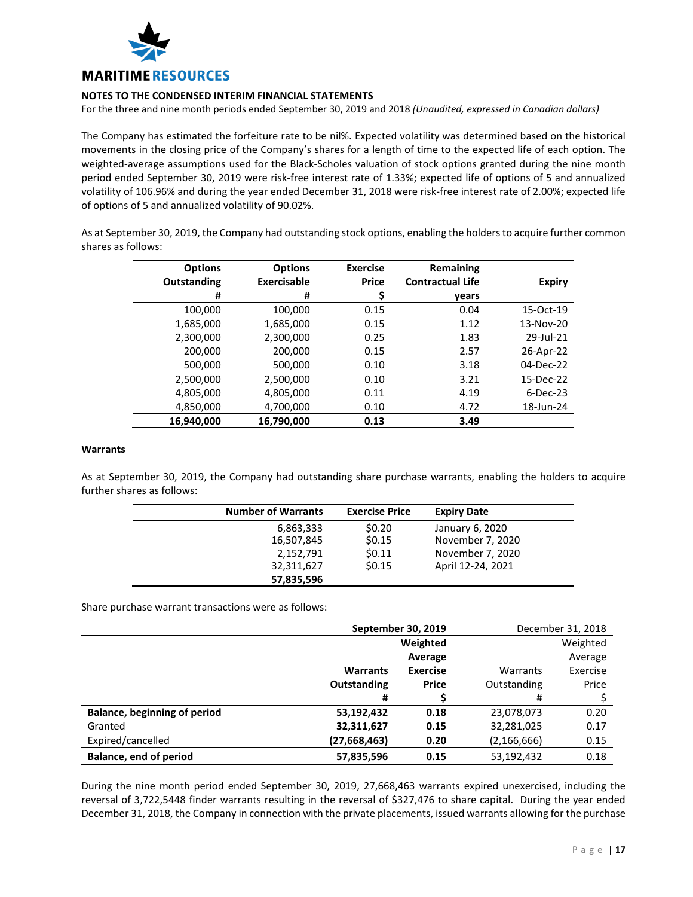The Company has estimated the forfeiture rate to be nil%. Expected volatility was determined based on the historical movements in the closing price of the Company's shares for a length of time to the expected life of each option. The weighted-average assumptions used for the Black-Scholes valuation of stock options granted during the nine month period ended September 30, 2019 were risk-free interest rate of 1.33%; expected life of options of 5 and annualized volatility of 106.96% and during the year ended December 31, 2018 were risk-free interest rate of 2.00%; expected life of options of 5 and annualized volatility of 90.02%.

As at September 30, 2019, the Company had outstanding stock options, enabling the holders to acquire further common shares as follows:

| Options Outstanding # | Options Exercisable # | Exercise Price $ | Remaining Contractual Life years | Expiry |
|---|---|---|---|---|
| 100,000 | 100,000 | 0.15 | 0.04 | 15-Oct-19 |
| 1,685,000 | 1,685,000 | 0.15 | 1.12 | 13-Nov-20 |
| 2,300,000 | 2,300,000 | 0.25 | 1.83 | 29-Jul-21 |
| 200,000 | 200,000 | 0.15 | 2.57 | 26-Apr-22 |
| 500,000 | 500,000 | 0.10 | 3.18 | 04-Dec-22 |
| 2,500,000 | 2,500,000 | 0.10 | 3.21 | 15-Dec-22 |
| 4,805,000 | 4,805,000 | 0.11 | 4.19 | 6-Dec-23 |
| 4,850,000 | 4,700,000 | 0.10 | 4.72 | 18-Jun-24 |
| **16,940,000** | **16,790,000** | **0.13** | **3.49** | |

**Warrants**

As at September 30, 2019, the Company had outstanding share purchase warrants, enabling the holders to acquire further shares as follows:

| Number of Warrants | Exercise Price | Expiry Date |
|---|---|---|
| 6,863,333 | $0.20 | January 6, 2020 |
| 16,507,845 | $0.15 | November 7, 2020 |
| 2,152,791 | $0.11 | November 7, 2020 |
| 32,311,627 | $0.15 | April 12-24, 2021 |
| **57,835,596** | | |

Share purchase warrant transactions were as follows:

| | **September 30, 2019** | | December 31, 2018 | |
|---|---|---|---|---|
| | **Warrants Outstanding #** | **Weighted Average Exercise Price $** | Warrants Outstanding # | Weighted Average Exercise Price $ |
| **Balance, beginning of period** | **53,192,432** | **0.18** | 23,078,073 | 0.20 |
| Granted | **32,311,627** | **0.15** | 32,281,025 | 0.17 |
| Expired/cancelled | **(27,668,463)** | **0.20** | (2,166,666) | 0.15 |
| **Balance, end of period** | **57,835,596** | **0.15** | 53,192,432 | 0.18 |

During the nine month period ended September 30, 2019, 27,668,463 warrants expired unexercised, including the reversal of 3,722,5448 finder warrants resulting in the reversal of $327,476 to share capital. During the year ended December 31, 2018, the Company in connection with the private placements, issued warrants allowing for the purchase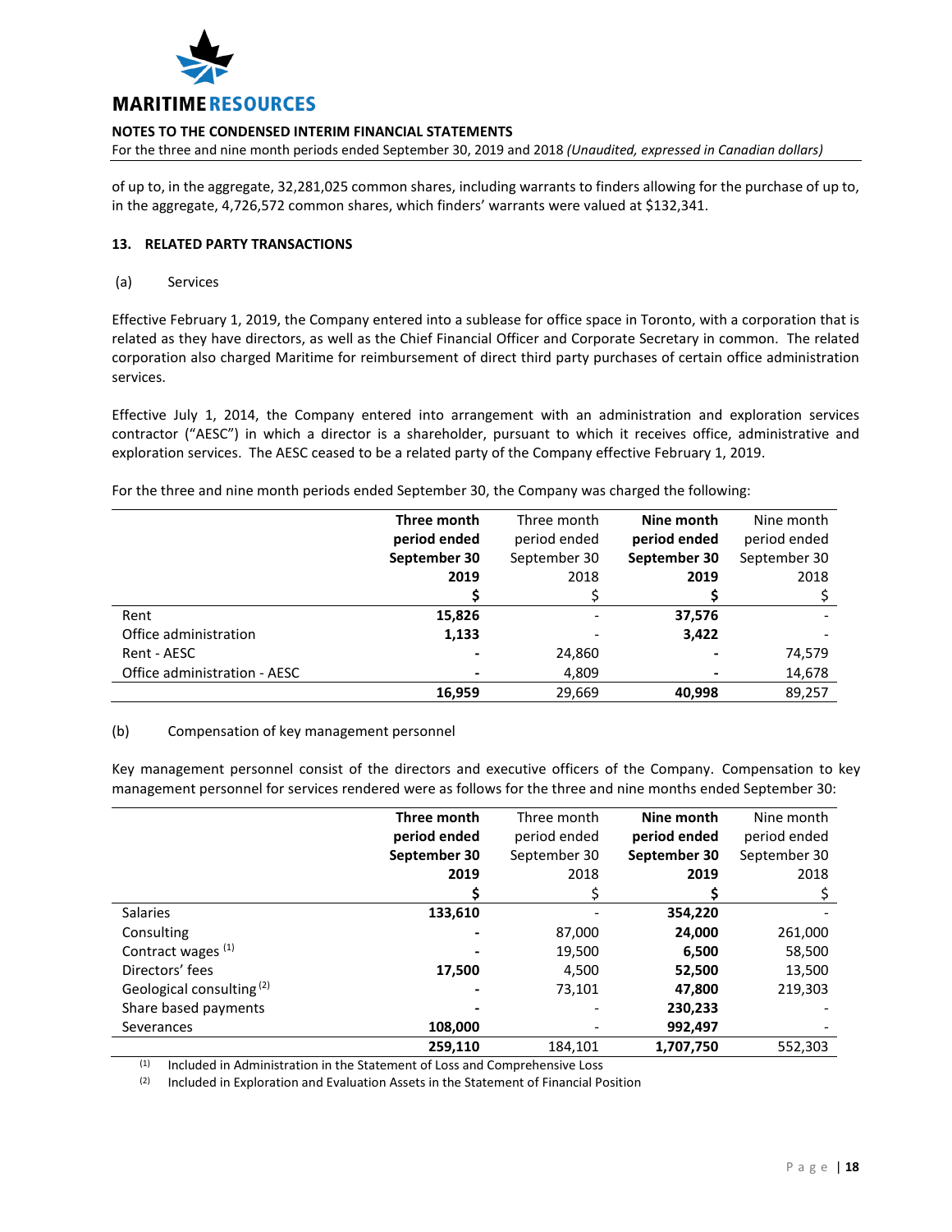of up to, in the aggregate, 32,281,025 common shares, including warrants to finders allowing for the purchase of up to, in the aggregate, 4,726,572 common shares, which finders' warrants were valued at $132,341.

## 13. RELATED PARTY TRANSACTIONS

(a) Services

Effective February 1, 2019, the Company entered into a sublease for office space in Toronto, with a corporation that is related as they have directors, as well as the Chief Financial Officer and Corporate Secretary in common. The related corporation also charged Maritime for reimbursement of direct third party purchases of certain office administration services.

Effective July 1, 2014, the Company entered into arrangement with an administration and exploration services contractor ("AESC") in which a director is a shareholder, pursuant to which it receives office, administrative and exploration services. The AESC ceased to be a related party of the Company effective February 1, 2019.

For the three and nine month periods ended September 30, the Company was charged the following:

| | **Three month period ended September 30 2019** | Three month period ended September 30 2018 | **Nine month period ended September 30 2019** | Nine month period ended September 30 2018 |
|---|---|---|---|---|
| | **$** | $ | **$** | $ |
| Rent | **15,826** | - | **37,576** | - |
| Office administration | **1,133** | - | **3,422** | - |
| Rent - AESC | **-** | 24,860 | **-** | 74,579 |
| Office administration - AESC | **-** | 4,809 | **-** | 14,678 |
| | **16,959** | 29,669 | **40,998** | 89,257 |

(b) Compensation of key management personnel

Key management personnel consist of the directors and executive officers of the Company. Compensation to key management personnel for services rendered were as follows for the three and nine months ended September 30:

| | **Three month period ended September 30 2019** | Three month period ended September 30 2018 | **Nine month period ended September 30 2019** | Nine month period ended September 30 2018 |
|---|---|---|---|---|
| | **$** | $ | **$** | $ |
| Salaries | **133,610** | - | **354,220** | - |
| Consulting | **-** | 87,000 | **24,000** | 261,000 |
| Contract wages [(1)] | **-** | 19,500 | **6,500** | 58,500 |
| Directors' fees | **17,500** | 4,500 | **52,500** | 13,500 |
| Geological consulting [(2)] | **-** | 73,101 | **47,800** | 219,303 |
| Share based payments | **-** | - | **230,233** | - |
| Severances | **108,000** | - | **992,497** | - |
| | **259,110** | 184,101 | **1,707,750** | 552,303 |

(1) Included in Administration in the Statement of Loss and Comprehensive Loss

(2) Included in Exploration and Evaluation Assets in the Statement of Financial Position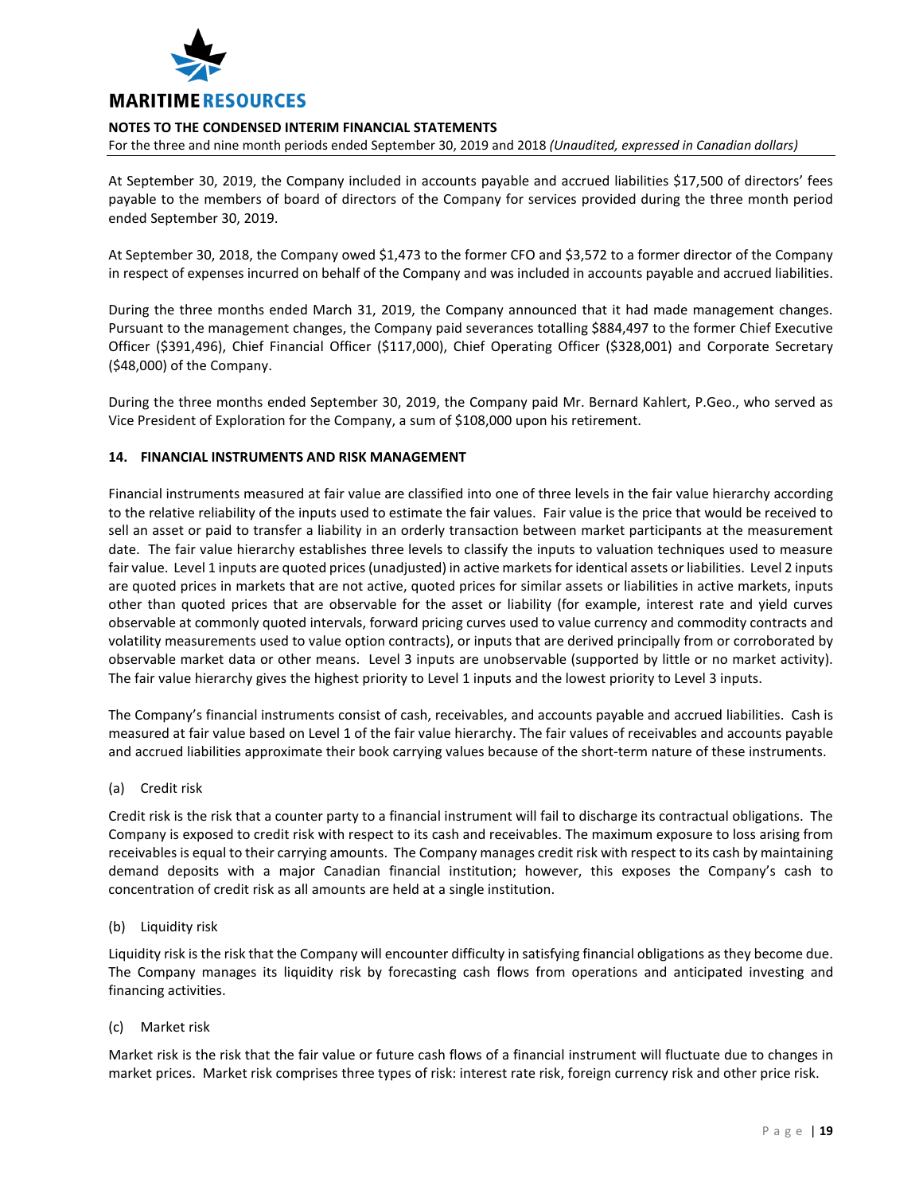At September 30, 2019, the Company included in accounts payable and accrued liabilities $17,500 of directors' fees payable to the members of board of directors of the Company for services provided during the three month period ended September 30, 2019.

At September 30, 2018, the Company owed $1,473 to the former CFO and $3,572 to a former director of the Company in respect of expenses incurred on behalf of the Company and was included in accounts payable and accrued liabilities.

During the three months ended March 31, 2019, the Company announced that it had made management changes. Pursuant to the management changes, the Company paid severances totalling $884,497 to the former Chief Executive Officer ($391,496), Chief Financial Officer ($117,000), Chief Operating Officer ($328,001) and Corporate Secretary ($48,000) of the Company.

During the three months ended September 30, 2019, the Company paid Mr. Bernard Kahlert, P.Geo., who served as Vice President of Exploration for the Company, a sum of $108,000 upon his retirement.

## 14. FINANCIAL INSTRUMENTS AND RISK MANAGEMENT

Financial instruments measured at fair value are classified into one of three levels in the fair value hierarchy according to the relative reliability of the inputs used to estimate the fair values. Fair value is the price that would be received to sell an asset or paid to transfer a liability in an orderly transaction between market participants at the measurement date. The fair value hierarchy establishes three levels to classify the inputs to valuation techniques used to measure fair value. Level 1 inputs are quoted prices (unadjusted) in active markets for identical assets or liabilities. Level 2 inputs are quoted prices in markets that are not active, quoted prices for similar assets or liabilities in active markets, inputs other than quoted prices that are observable for the asset or liability (for example, interest rate and yield curves observable at commonly quoted intervals, forward pricing curves used to value currency and commodity contracts and volatility measurements used to value option contracts), or inputs that are derived principally from or corroborated by observable market data or other means. Level 3 inputs are unobservable (supported by little or no market activity). The fair value hierarchy gives the highest priority to Level 1 inputs and the lowest priority to Level 3 inputs.

The Company's financial instruments consist of cash, receivables, and accounts payable and accrued liabilities. Cash is measured at fair value based on Level 1 of the fair value hierarchy. The fair values of receivables and accounts payable and accrued liabilities approximate their book carrying values because of the short-term nature of these instruments.

(a) Credit risk

Credit risk is the risk that a counter party to a financial instrument will fail to discharge its contractual obligations. The Company is exposed to credit risk with respect to its cash and receivables. The maximum exposure to loss arising from receivables is equal to their carrying amounts. The Company manages credit risk with respect to its cash by maintaining demand deposits with a major Canadian financial institution; however, this exposes the Company's cash to concentration of credit risk as all amounts are held at a single institution.

(b) Liquidity risk

Liquidity risk is the risk that the Company will encounter difficulty in satisfying financial obligations as they become due. The Company manages its liquidity risk by forecasting cash flows from operations and anticipated investing and financing activities.

(c) Market risk

Market risk is the risk that the fair value or future cash flows of a financial instrument will fluctuate due to changes in market prices. Market risk comprises three types of risk: interest rate risk, foreign currency risk and other price risk.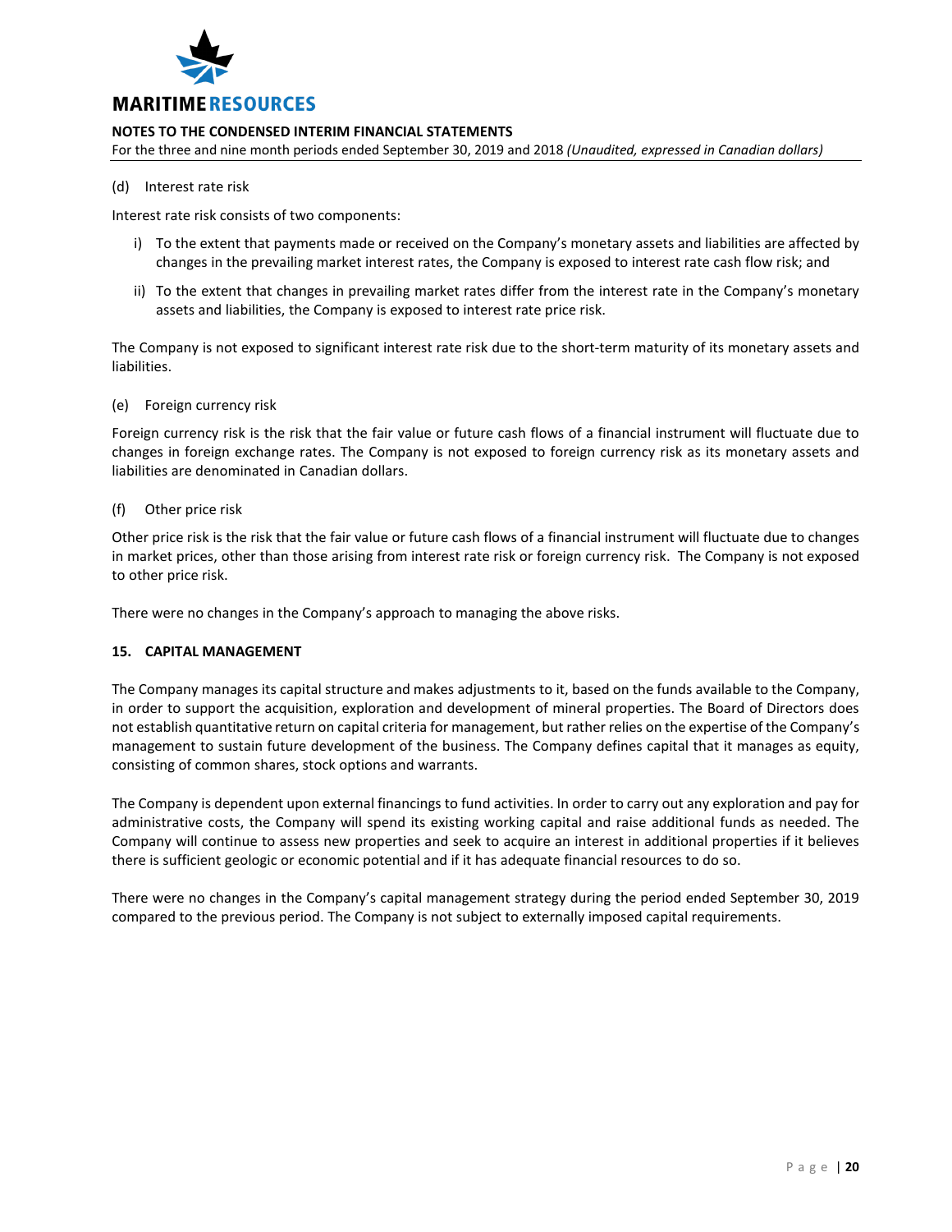(d) Interest rate risk

Interest rate risk consists of two components:

i) To the extent that payments made or received on the Company's monetary assets and liabilities are affected by changes in the prevailing market interest rates, the Company is exposed to interest rate cash flow risk; and

ii) To the extent that changes in prevailing market rates differ from the interest rate in the Company's monetary assets and liabilities, the Company is exposed to interest rate price risk.

The Company is not exposed to significant interest rate risk due to the short-term maturity of its monetary assets and liabilities.

(e) Foreign currency risk

Foreign currency risk is the risk that the fair value or future cash flows of a financial instrument will fluctuate due to changes in foreign exchange rates. The Company is not exposed to foreign currency risk as its monetary assets and liabilities are denominated in Canadian dollars.

(f) Other price risk

Other price risk is the risk that the fair value or future cash flows of a financial instrument will fluctuate due to changes in market prices, other than those arising from interest rate risk or foreign currency risk. The Company is not exposed to other price risk.

There were no changes in the Company's approach to managing the above risks.

## 15. CAPITAL MANAGEMENT

The Company manages its capital structure and makes adjustments to it, based on the funds available to the Company, in order to support the acquisition, exploration and development of mineral properties. The Board of Directors does not establish quantitative return on capital criteria for management, but rather relies on the expertise of the Company's management to sustain future development of the business. The Company defines capital that it manages as equity, consisting of common shares, stock options and warrants.

The Company is dependent upon external financings to fund activities. In order to carry out any exploration and pay for administrative costs, the Company will spend its existing working capital and raise additional funds as needed. The Company will continue to assess new properties and seek to acquire an interest in additional properties if it believes there is sufficient geologic or economic potential and if it has adequate financial resources to do so.

There were no changes in the Company's capital management strategy during the period ended September 30, 2019 compared to the previous period. The Company is not subject to externally imposed capital requirements.